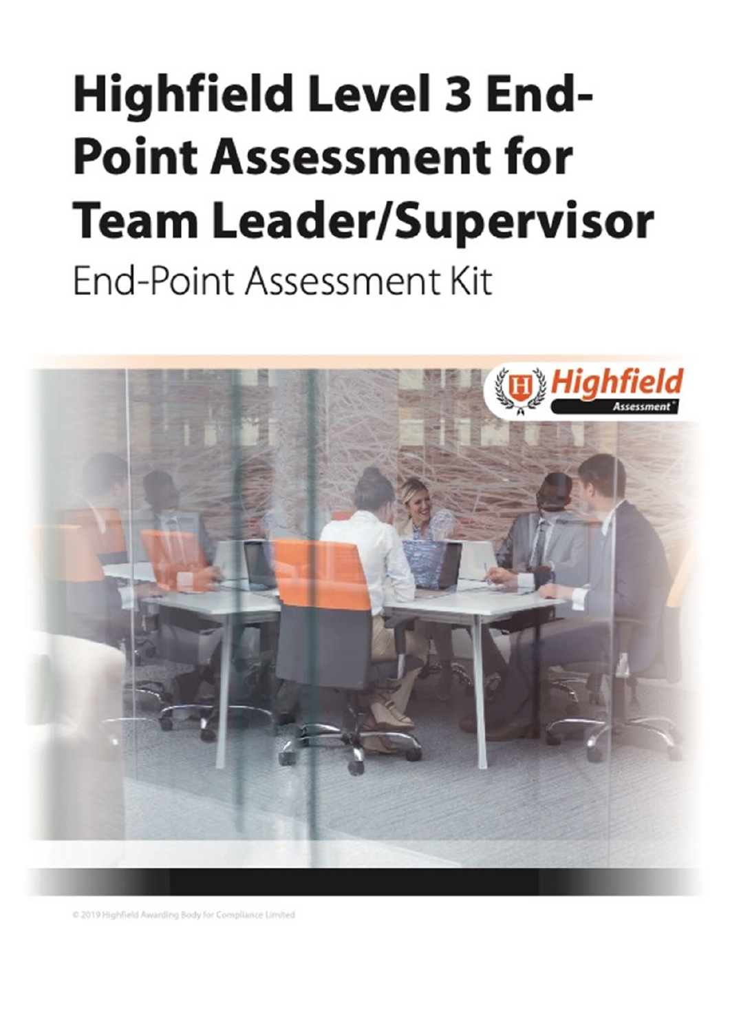# Highfield Level 3 End-Point Assessment for Team Leader/Supervisor

End-Point Assessment Kit

© 2019 Highfield Awarding Body for Compliance Limited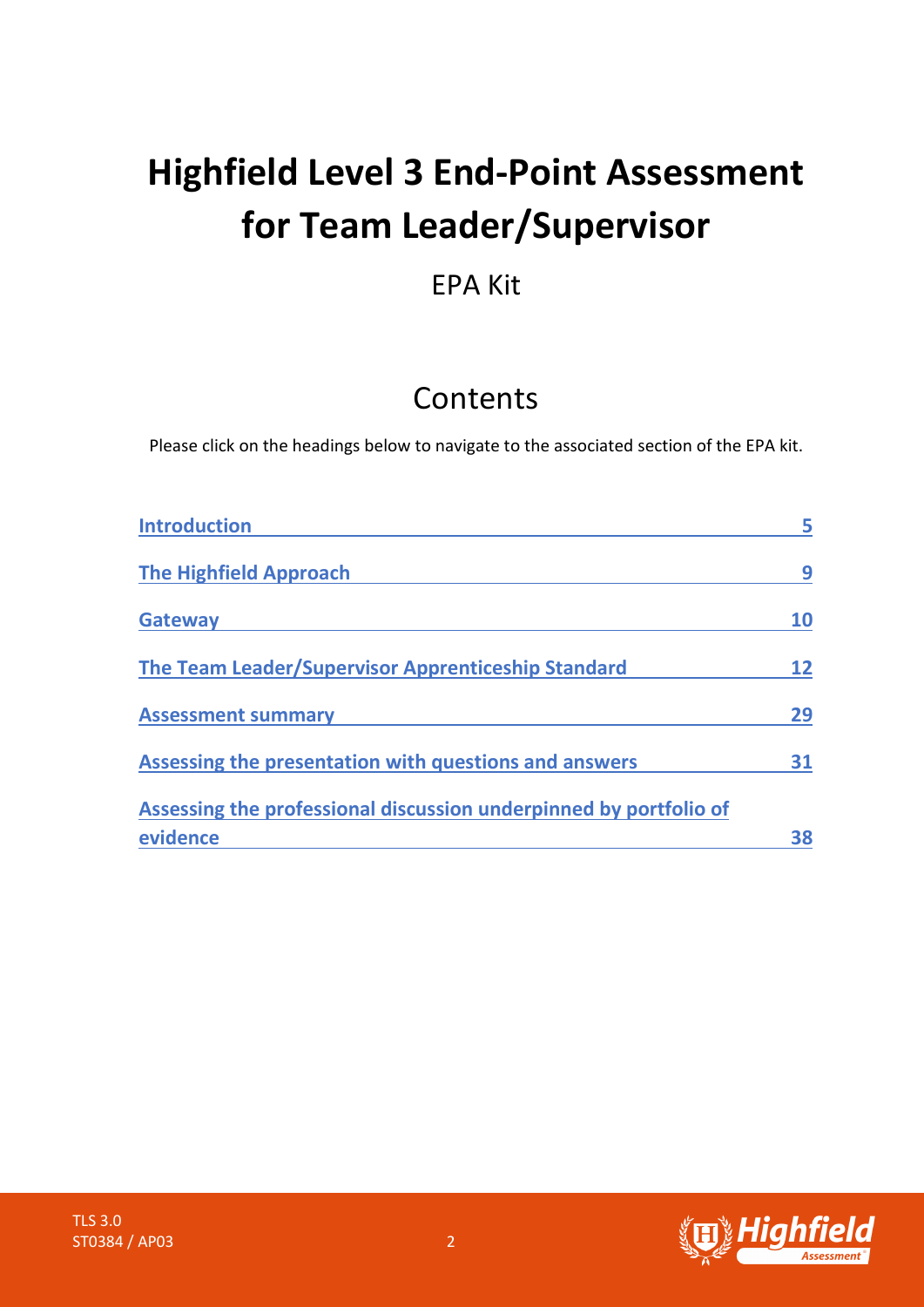# Highfield Level 3 End-Point Assessment for Team Leader/Supervisor

EPA Kit

## Contents

Please click on the headings below to navigate to the associated section of the EPA kit.

| | |
|---|---|
| Introduction | 5 |
| The Highfield Approach | 9 |
| Gateway | 10 |
| The Team Leader/Supervisor Apprenticeship Standard | 12 |
| Assessment summary | 29 |
| Assessing the presentation with questions and answers | 31 |
| Assessing the professional discussion underpinned by portfolio of evidence | 38 |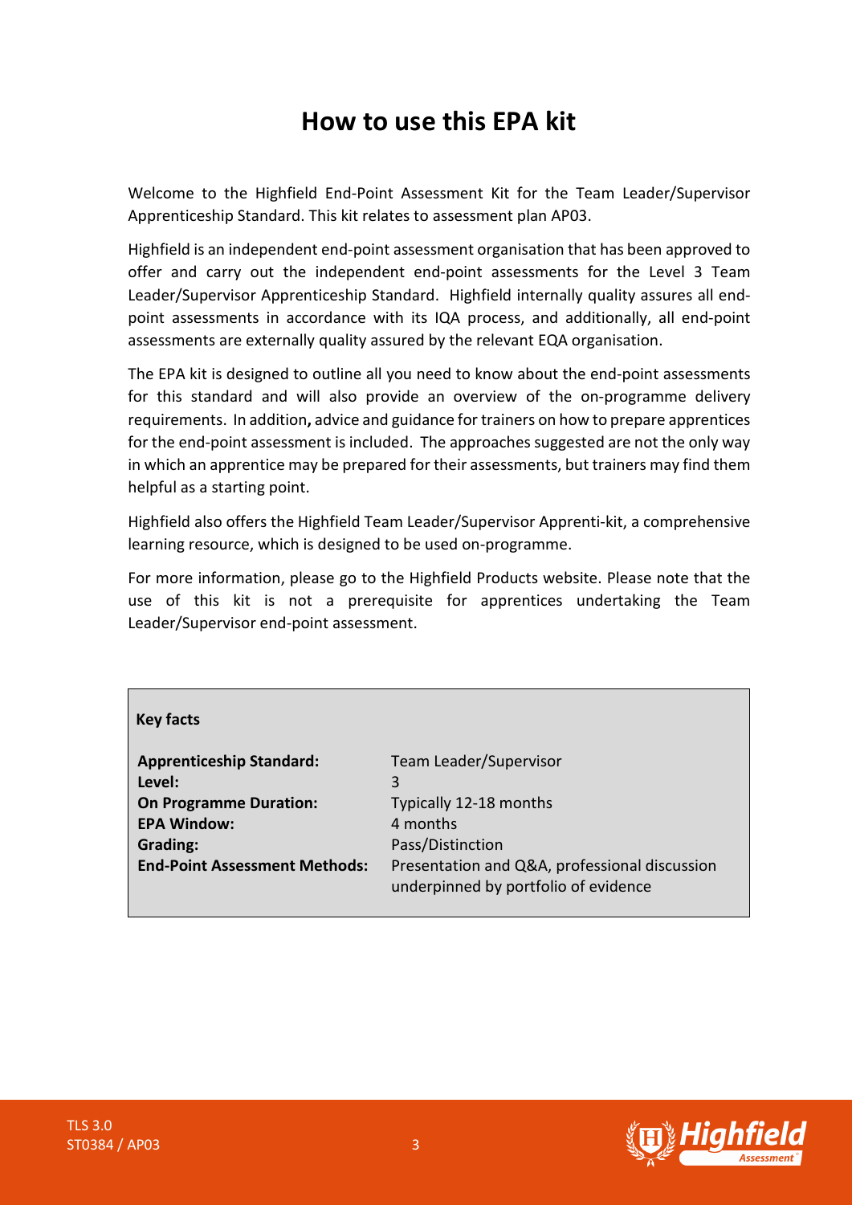# How to use this EPA kit

Welcome to the Highfield End-Point Assessment Kit for the Team Leader/Supervisor Apprenticeship Standard. This kit relates to assessment plan AP03.

Highfield is an independent end-point assessment organisation that has been approved to offer and carry out the independent end-point assessments for the Level 3 Team Leader/Supervisor Apprenticeship Standard. Highfield internally quality assures all end-point assessments in accordance with its IQA process, and additionally, all end-point assessments are externally quality assured by the relevant EQA organisation.

The EPA kit is designed to outline all you need to know about the end-point assessments for this standard and will also provide an overview of the on-programme delivery requirements. In addition**,** advice and guidance for trainers on how to prepare apprentices for the end-point assessment is included. The approaches suggested are not the only way in which an apprentice may be prepared for their assessments, but trainers may find them helpful as a starting point.

Highfield also offers the Highfield Team Leader/Supervisor Apprenti-kit, a comprehensive learning resource, which is designed to be used on-programme.

For more information, please go to the Highfield Products website. Please note that the use of this kit is not a prerequisite for apprentices undertaking the Team Leader/Supervisor end-point assessment.

**Key facts**

| | |
|---|---|
| **Apprenticeship Standard:** | Team Leader/Supervisor |
| **Level:** | 3 |
| **On Programme Duration:** | Typically 12-18 months |
| **EPA Window:** | 4 months |
| **Grading:** | Pass/Distinction |
| **End-Point Assessment Methods:** | Presentation and Q&A, professional discussion underpinned by portfolio of evidence |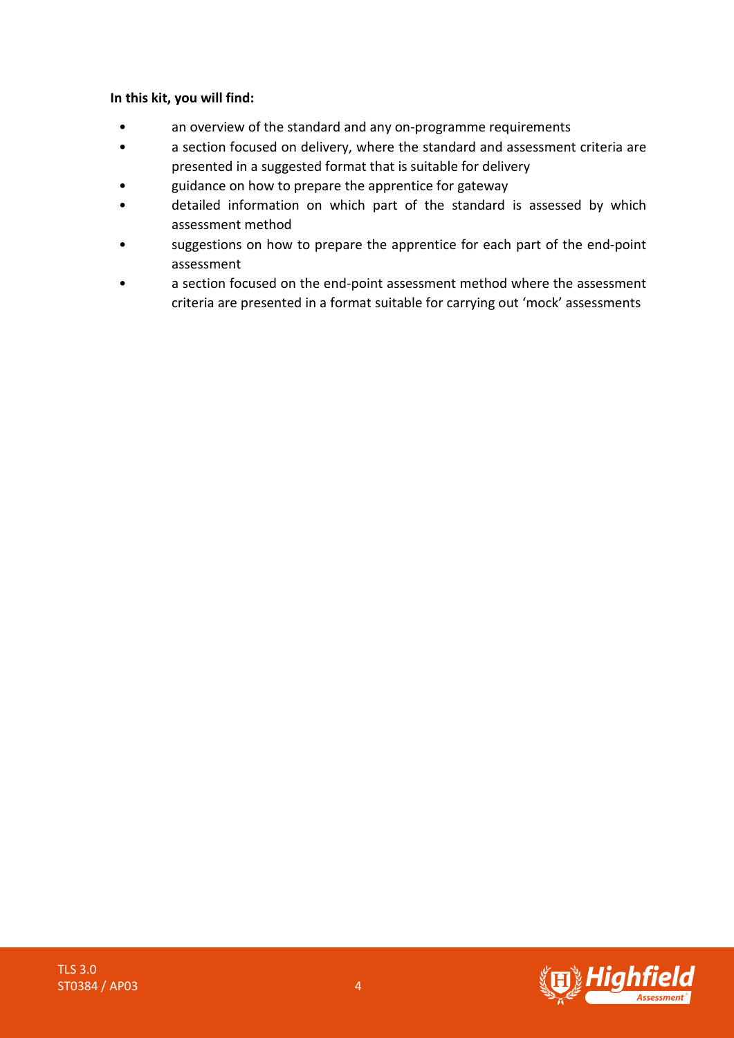**In this kit, you will find:**

- an overview of the standard and any on-programme requirements
- a section focused on delivery, where the standard and assessment criteria are presented in a suggested format that is suitable for delivery
- guidance on how to prepare the apprentice for gateway
- detailed information on which part of the standard is assessed by which assessment method
- suggestions on how to prepare the apprentice for each part of the end-point assessment
- a section focused on the end-point assessment method where the assessment criteria are presented in a format suitable for carrying out 'mock' assessments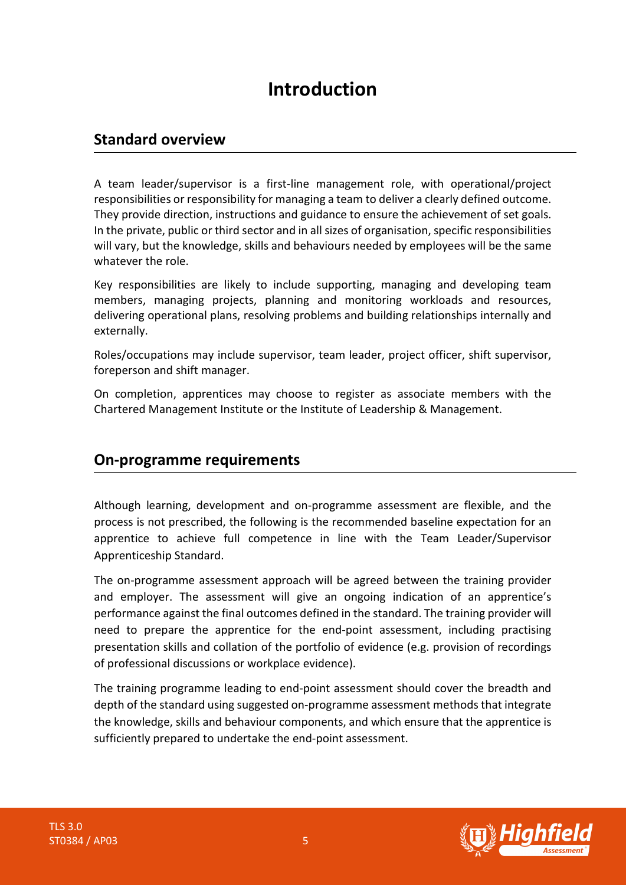# Introduction

## Standard overview

A team leader/supervisor is a first-line management role, with operational/project responsibilities or responsibility for managing a team to deliver a clearly defined outcome. They provide direction, instructions and guidance to ensure the achievement of set goals. In the private, public or third sector and in all sizes of organisation, specific responsibilities will vary, but the knowledge, skills and behaviours needed by employees will be the same whatever the role.

Key responsibilities are likely to include supporting, managing and developing team members, managing projects, planning and monitoring workloads and resources, delivering operational plans, resolving problems and building relationships internally and externally.

Roles/occupations may include supervisor, team leader, project officer, shift supervisor, foreperson and shift manager.

On completion, apprentices may choose to register as associate members with the Chartered Management Institute or the Institute of Leadership & Management.

## On-programme requirements

Although learning, development and on-programme assessment are flexible, and the process is not prescribed, the following is the recommended baseline expectation for an apprentice to achieve full competence in line with the Team Leader/Supervisor Apprenticeship Standard.

The on-programme assessment approach will be agreed between the training provider and employer. The assessment will give an ongoing indication of an apprentice's performance against the final outcomes defined in the standard. The training provider will need to prepare the apprentice for the end-point assessment, including practising presentation skills and collation of the portfolio of evidence (e.g. provision of recordings of professional discussions or workplace evidence).

The training programme leading to end-point assessment should cover the breadth and depth of the standard using suggested on-programme assessment methods that integrate the knowledge, skills and behaviour components, and which ensure that the apprentice is sufficiently prepared to undertake the end-point assessment.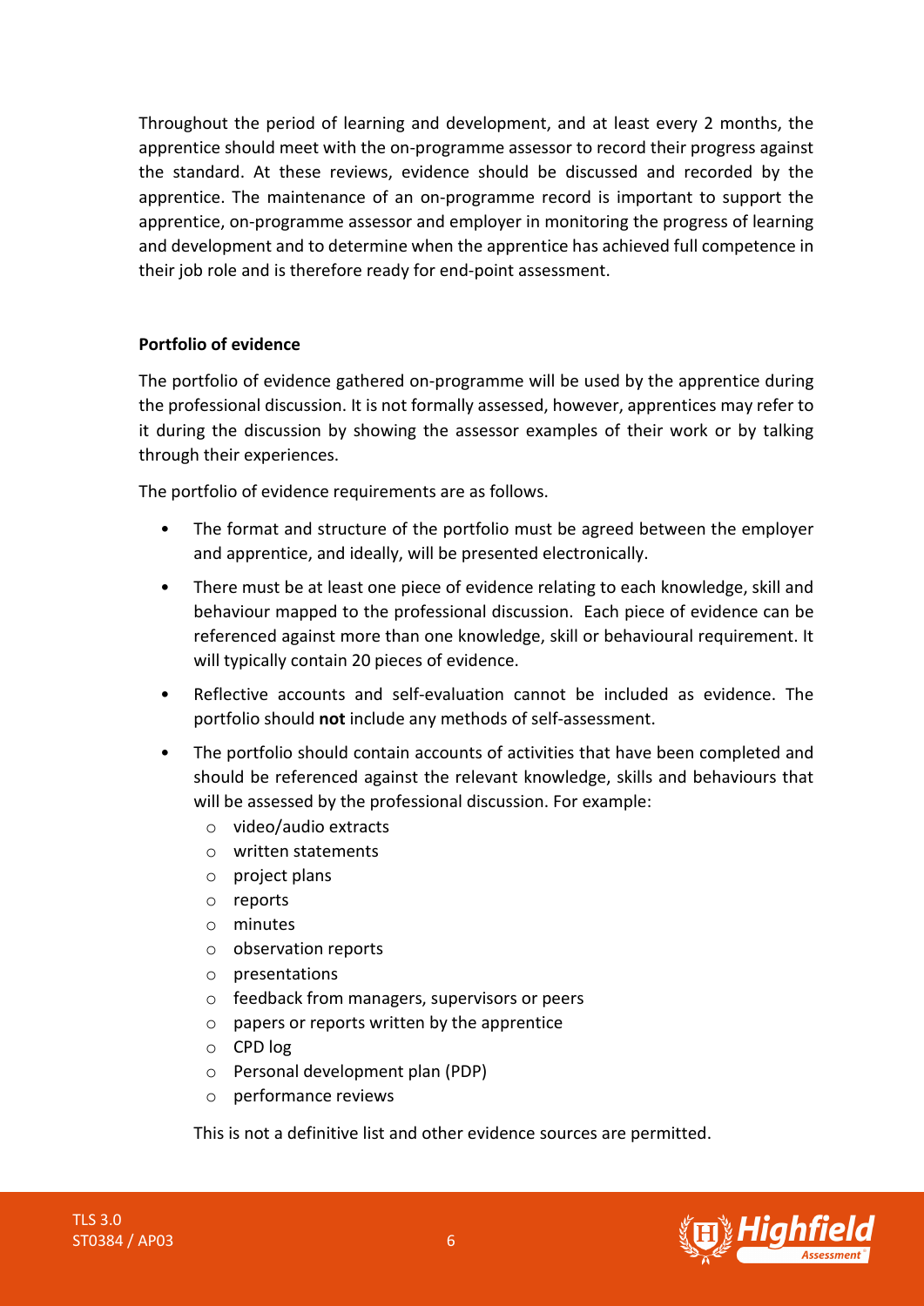Throughout the period of learning and development, and at least every 2 months, the apprentice should meet with the on-programme assessor to record their progress against the standard. At these reviews, evidence should be discussed and recorded by the apprentice. The maintenance of an on-programme record is important to support the apprentice, on-programme assessor and employer in monitoring the progress of learning and development and to determine when the apprentice has achieved full competence in their job role and is therefore ready for end-point assessment.

**Portfolio of evidence**

The portfolio of evidence gathered on-programme will be used by the apprentice during the professional discussion. It is not formally assessed, however, apprentices may refer to it during the discussion by showing the assessor examples of their work or by talking through their experiences.

The portfolio of evidence requirements are as follows.

- The format and structure of the portfolio must be agreed between the employer and apprentice, and ideally, will be presented electronically.
- There must be at least one piece of evidence relating to each knowledge, skill and behaviour mapped to the professional discussion. Each piece of evidence can be referenced against more than one knowledge, skill or behavioural requirement. It will typically contain 20 pieces of evidence.
- Reflective accounts and self-evaluation cannot be included as evidence. The portfolio should **not** include any methods of self-assessment.
- The portfolio should contain accounts of activities that have been completed and should be referenced against the relevant knowledge, skills and behaviours that will be assessed by the professional discussion. For example:
  - video/audio extracts
  - written statements
  - project plans
  - reports
  - minutes
  - observation reports
  - presentations
  - feedback from managers, supervisors or peers
  - papers or reports written by the apprentice
  - CPD log
  - Personal development plan (PDP)
  - performance reviews

  This is not a definitive list and other evidence sources are permitted.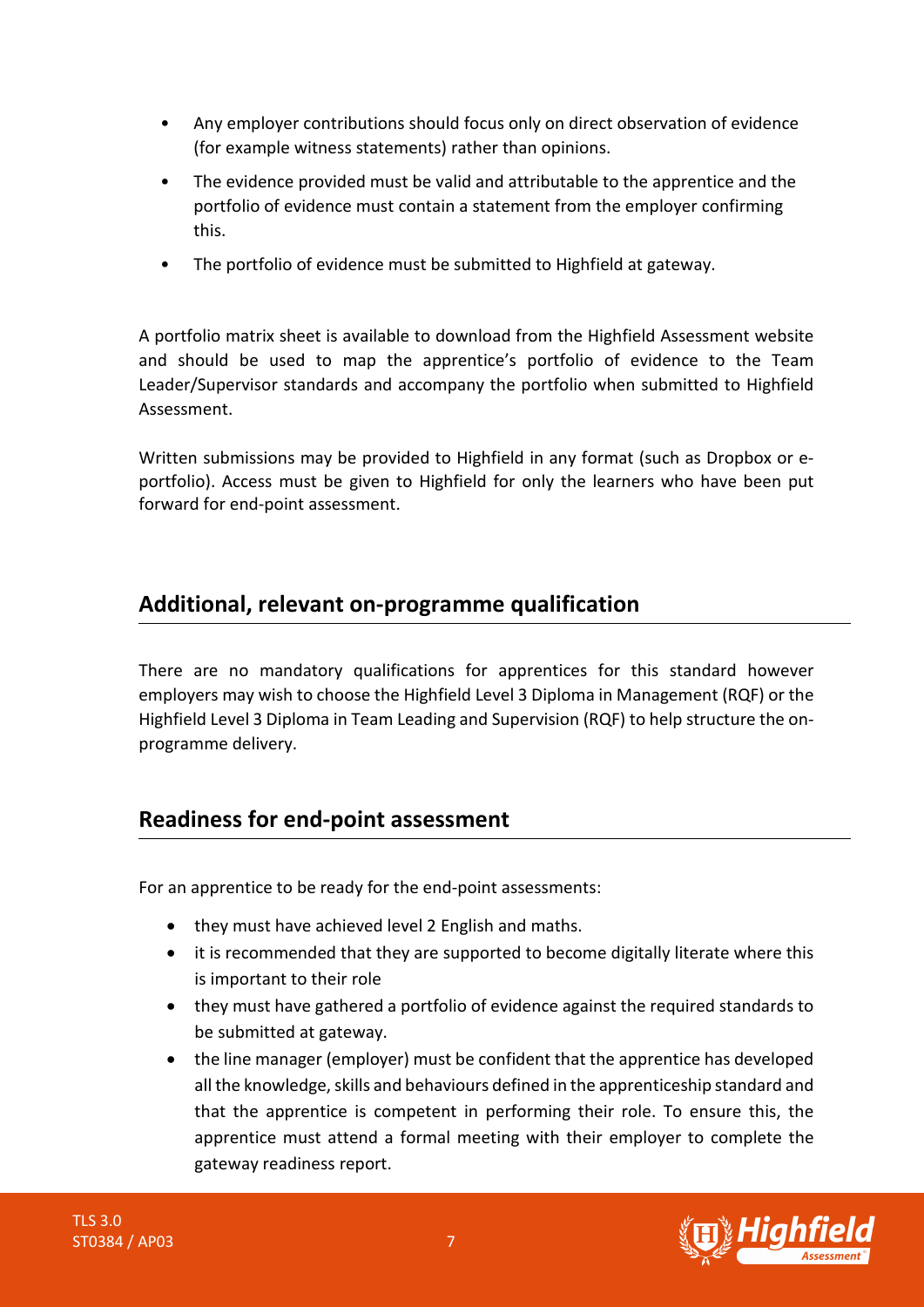- Any employer contributions should focus only on direct observation of evidence (for example witness statements) rather than opinions.
- The evidence provided must be valid and attributable to the apprentice and the portfolio of evidence must contain a statement from the employer confirming this.
- The portfolio of evidence must be submitted to Highfield at gateway.

A portfolio matrix sheet is available to download from the Highfield Assessment website and should be used to map the apprentice's portfolio of evidence to the Team Leader/Supervisor standards and accompany the portfolio when submitted to Highfield Assessment.

Written submissions may be provided to Highfield in any format (such as Dropbox or e-portfolio). Access must be given to Highfield for only the learners who have been put forward for end-point assessment.

## Additional, relevant on-programme qualification

There are no mandatory qualifications for apprentices for this standard however employers may wish to choose the Highfield Level 3 Diploma in Management (RQF) or the Highfield Level 3 Diploma in Team Leading and Supervision (RQF) to help structure the on-programme delivery.

## Readiness for end-point assessment

For an apprentice to be ready for the end-point assessments:

- they must have achieved level 2 English and maths.
- it is recommended that they are supported to become digitally literate where this is important to their role
- they must have gathered a portfolio of evidence against the required standards to be submitted at gateway.
- the line manager (employer) must be confident that the apprentice has developed all the knowledge, skills and behaviours defined in the apprenticeship standard and that the apprentice is competent in performing their role. To ensure this, the apprentice must attend a formal meeting with their employer to complete the gateway readiness report.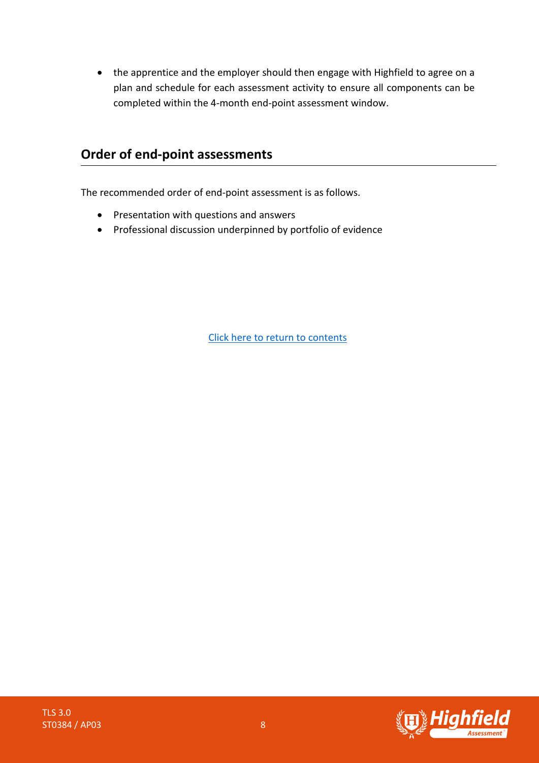- the apprentice and the employer should then engage with Highfield to agree on a plan and schedule for each assessment activity to ensure all components can be completed within the 4-month end-point assessment window.

## Order of end-point assessments

The recommended order of end-point assessment is as follows.

- Presentation with questions and answers
- Professional discussion underpinned by portfolio of evidence

Click here to return to contents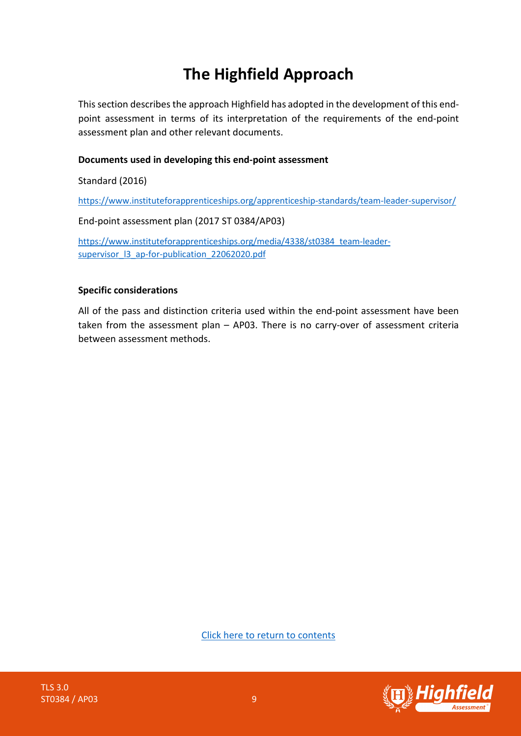# The Highfield Approach

This section describes the approach Highfield has adopted in the development of this end-point assessment in terms of its interpretation of the requirements of the end-point assessment plan and other relevant documents.

**Documents used in developing this end-point assessment**

Standard (2016)

https://www.instituteforapprenticeships.org/apprenticeship-standards/team-leader-supervisor/

End-point assessment plan (2017 ST 0384/AP03)

https://www.instituteforapprenticeships.org/media/4338/st0384_team-leader-supervisor_l3_ap-for-publication_22062020.pdf

**Specific considerations**

All of the pass and distinction criteria used within the end-point assessment have been taken from the assessment plan – AP03. There is no carry-over of assessment criteria between assessment methods.

Click here to return to contents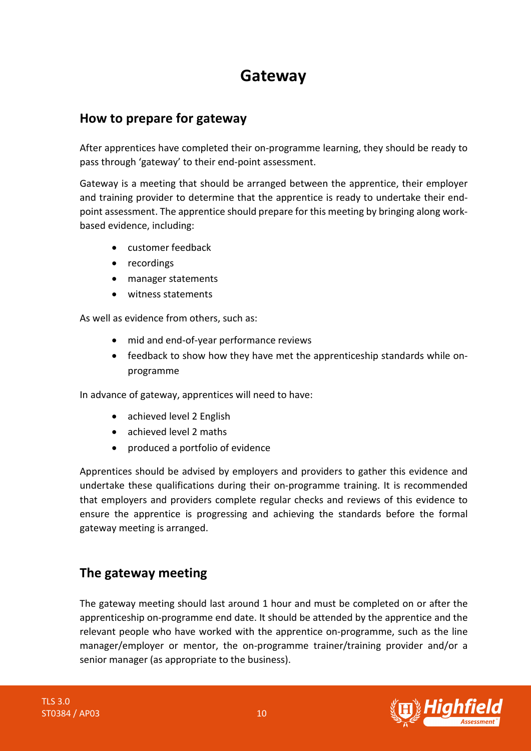# Gateway

## How to prepare for gateway

After apprentices have completed their on-programme learning, they should be ready to pass through 'gateway' to their end-point assessment.

Gateway is a meeting that should be arranged between the apprentice, their employer and training provider to determine that the apprentice is ready to undertake their end-point assessment. The apprentice should prepare for this meeting by bringing along work-based evidence, including:

- customer feedback
- recordings
- manager statements
- witness statements

As well as evidence from others, such as:

- mid and end-of-year performance reviews
- feedback to show how they have met the apprenticeship standards while on-programme

In advance of gateway, apprentices will need to have:

- achieved level 2 English
- achieved level 2 maths
- produced a portfolio of evidence

Apprentices should be advised by employers and providers to gather this evidence and undertake these qualifications during their on-programme training. It is recommended that employers and providers complete regular checks and reviews of this evidence to ensure the apprentice is progressing and achieving the standards before the formal gateway meeting is arranged.

## The gateway meeting

The gateway meeting should last around 1 hour and must be completed on or after the apprenticeship on-programme end date. It should be attended by the apprentice and the relevant people who have worked with the apprentice on-programme, such as the line manager/employer or mentor, the on-programme trainer/training provider and/or a senior manager (as appropriate to the business).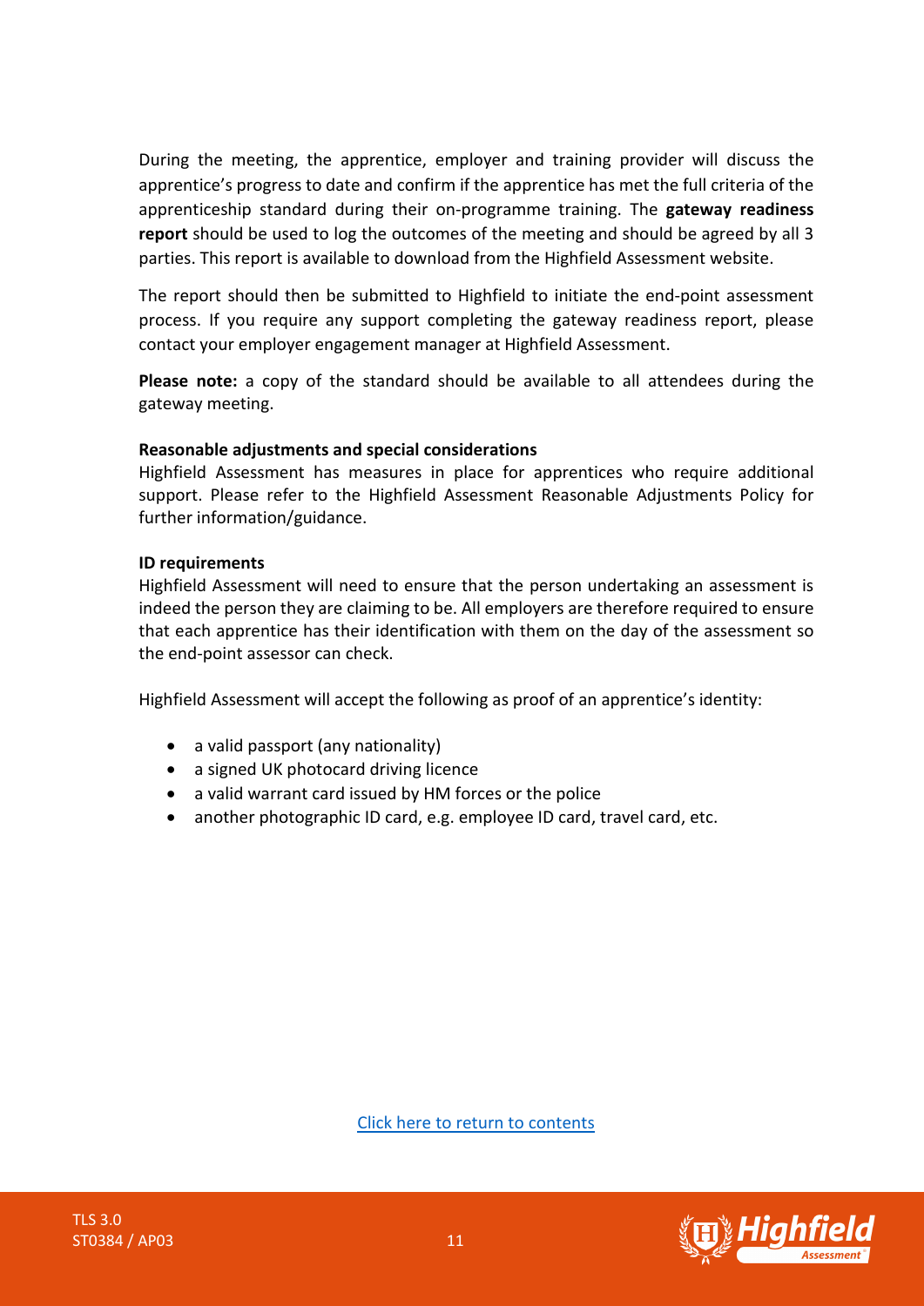During the meeting, the apprentice, employer and training provider will discuss the apprentice's progress to date and confirm if the apprentice has met the full criteria of the apprenticeship standard during their on-programme training. The **gateway readiness report** should be used to log the outcomes of the meeting and should be agreed by all 3 parties. This report is available to download from the Highfield Assessment website.

The report should then be submitted to Highfield to initiate the end-point assessment process. If you require any support completing the gateway readiness report, please contact your employer engagement manager at Highfield Assessment.

**Please note:** a copy of the standard should be available to all attendees during the gateway meeting.

**Reasonable adjustments and special considerations**

Highfield Assessment has measures in place for apprentices who require additional support. Please refer to the Highfield Assessment Reasonable Adjustments Policy for further information/guidance.

**ID requirements**

Highfield Assessment will need to ensure that the person undertaking an assessment is indeed the person they are claiming to be. All employers are therefore required to ensure that each apprentice has their identification with them on the day of the assessment so the end-point assessor can check.

Highfield Assessment will accept the following as proof of an apprentice's identity:

- a valid passport (any nationality)
- a signed UK photocard driving licence
- a valid warrant card issued by HM forces or the police
- another photographic ID card, e.g. employee ID card, travel card, etc.

Click here to return to contents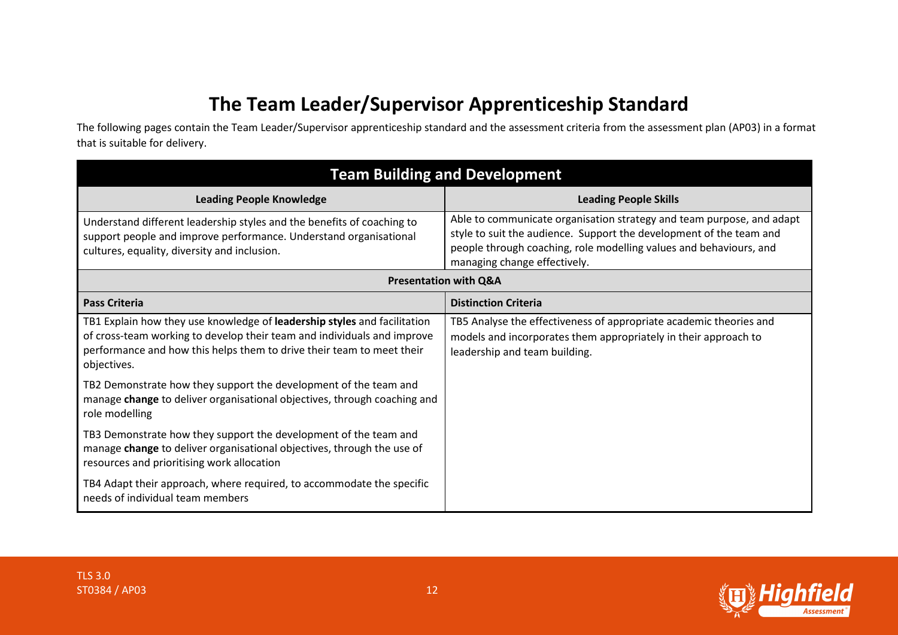# The Team Leader/Supervisor Apprenticeship Standard

The following pages contain the Team Leader/Supervisor apprenticeship standard and the assessment criteria from the assessment plan (AP03) in a format that is suitable for delivery.

| **Team Building and Development** | |
|---|---|
| **Leading People Knowledge** | **Leading People Skills** |
| Understand different leadership styles and the benefits of coaching to support people and improve performance. Understand organisational cultures, equality, diversity and inclusion. | Able to communicate organisation strategy and team purpose, and adapt style to suit the audience. Support the development of the team and people through coaching, role modelling values and behaviours, and managing change effectively. |
| **Presentation with Q&A** | |
| **Pass Criteria** | **Distinction Criteria** |
| TB1 Explain how they use knowledge of **leadership styles** and facilitation of cross-team working to develop their team and individuals and improve performance and how this helps them to drive their team to meet their objectives. | TB5 Analyse the effectiveness of appropriate academic theories and models and incorporates them appropriately in their approach to leadership and team building. |
| TB2 Demonstrate how they support the development of the team and manage **change** to deliver organisational objectives, through coaching and role modelling | |
| TB3 Demonstrate how they support the development of the team and manage **change** to deliver organisational objectives, through the use of resources and prioritising work allocation | |
| TB4 Adapt their approach, where required, to accommodate the specific needs of individual team members | |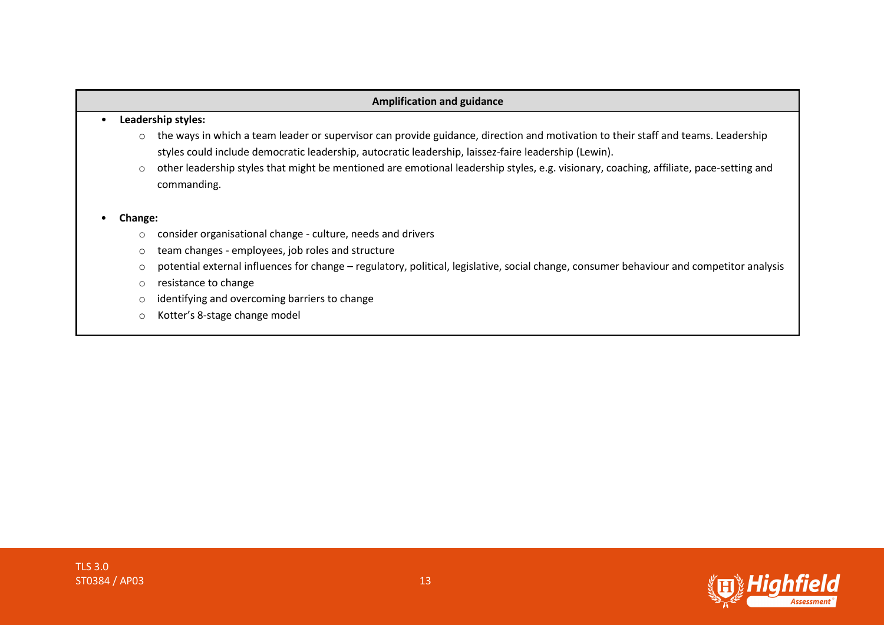| Amplification and guidance |
| --- |
| • **Leadership styles:**<br>  ○ the ways in which a team leader or supervisor can provide guidance, direction and motivation to their staff and teams. Leadership styles could include democratic leadership, autocratic leadership, laissez-faire leadership (Lewin).<br>  ○ other leadership styles that might be mentioned are emotional leadership styles, e.g. visionary, coaching, affiliate, pace-setting and commanding.<br><br>• **Change:**<br>  ○ consider organisational change - culture, needs and drivers<br>  ○ team changes - employees, job roles and structure<br>  ○ potential external influences for change – regulatory, political, legislative, social change, consumer behaviour and competitor analysis<br>  ○ resistance to change<br>  ○ identifying and overcoming barriers to change<br>  ○ Kotter's 8-stage change model |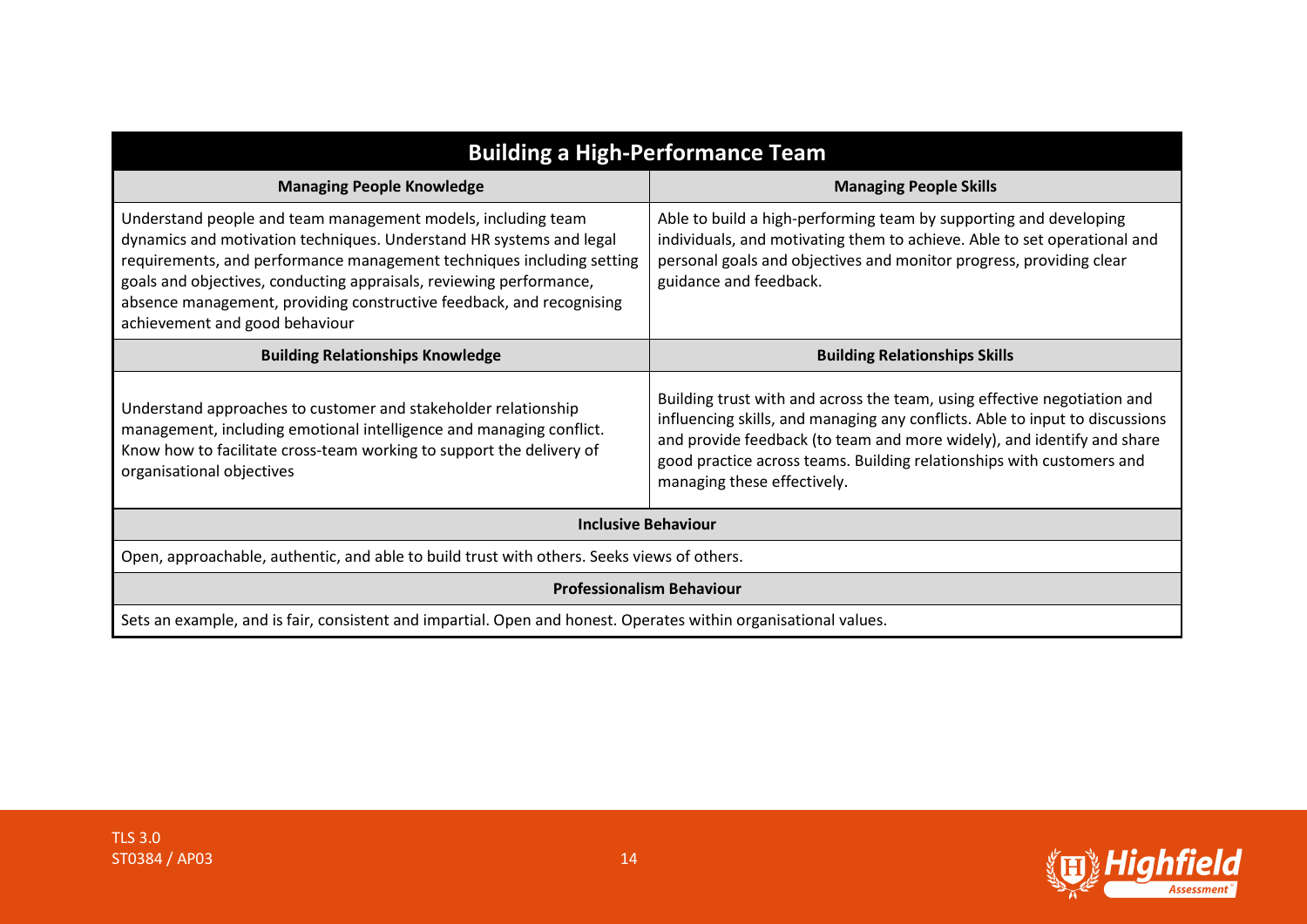| Building a High-Performance Team | |
|---|---|
| **Managing People Knowledge** | **Managing People Skills** |
| Understand people and team management models, including team dynamics and motivation techniques. Understand HR systems and legal requirements, and performance management techniques including setting goals and objectives, conducting appraisals, reviewing performance, absence management, providing constructive feedback, and recognising achievement and good behaviour | Able to build a high-performing team by supporting and developing individuals, and motivating them to achieve. Able to set operational and personal goals and objectives and monitor progress, providing clear guidance and feedback. |
| **Building Relationships Knowledge** | **Building Relationships Skills** |
| Understand approaches to customer and stakeholder relationship management, including emotional intelligence and managing conflict. Know how to facilitate cross-team working to support the delivery of organisational objectives | Building trust with and across the team, using effective negotiation and influencing skills, and managing any conflicts. Able to input to discussions and provide feedback (to team and more widely), and identify and share good practice across teams. Building relationships with customers and managing these effectively. |
| **Inclusive Behaviour** | |
| Open, approachable, authentic, and able to build trust with others. Seeks views of others. | |
| **Professionalism Behaviour** | |
| Sets an example, and is fair, consistent and impartial. Open and honest. Operates within organisational values. | |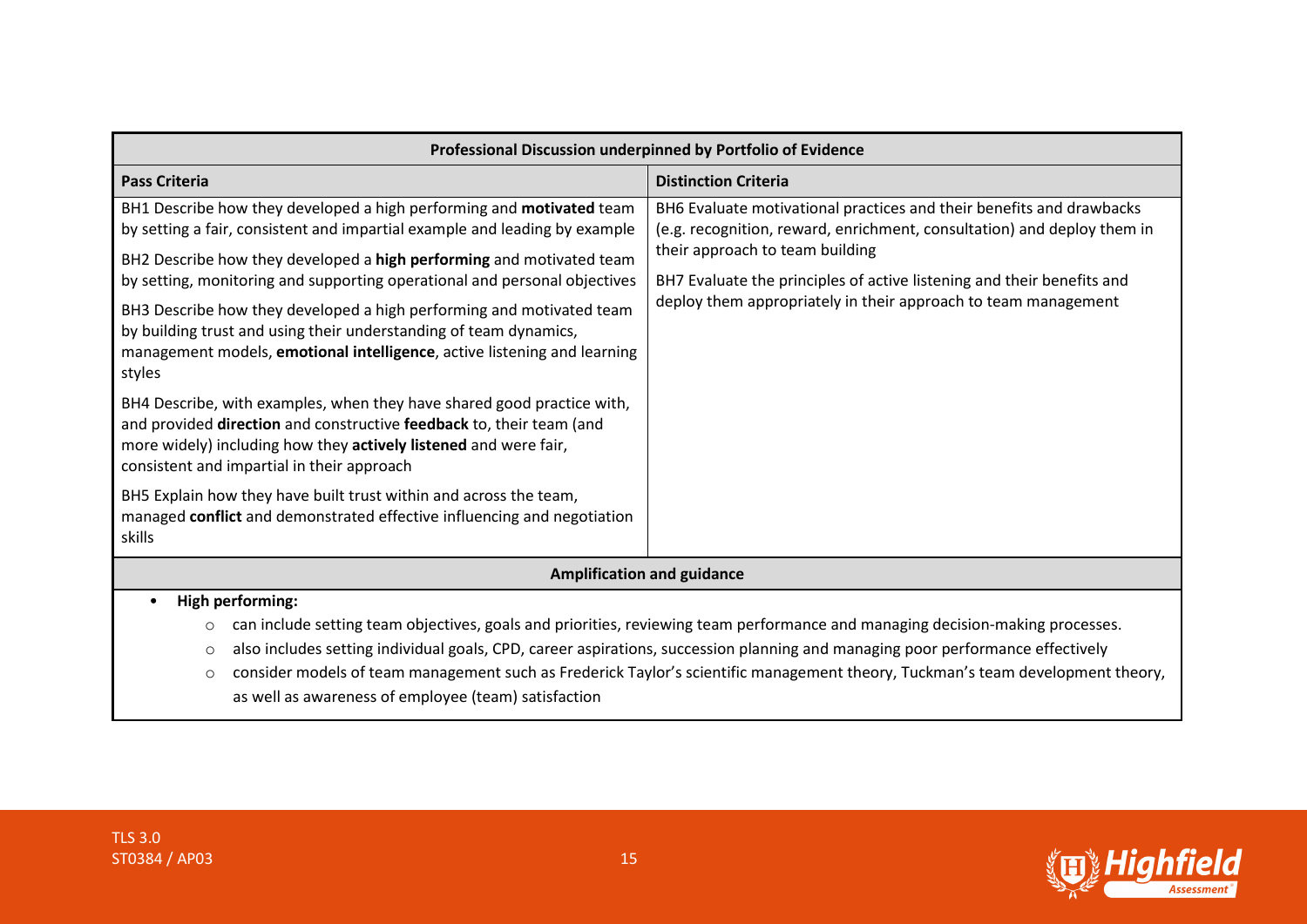| Professional Discussion underpinned by Portfolio of Evidence | |
|---|---|
| **Pass Criteria** | **Distinction Criteria** |
| BH1 Describe how they developed a high performing and **motivated** team by setting a fair, consistent and impartial example and leading by example<br><br>BH2 Describe how they developed a **high performing** and motivated team by setting, monitoring and supporting operational and personal objectives<br><br>BH3 Describe how they developed a high performing and motivated team by building trust and using their understanding of team dynamics, management models, **emotional intelligence**, active listening and learning styles<br><br>BH4 Describe, with examples, when they have shared good practice with, and provided **direction** and constructive **feedback** to, their team (and more widely) including how they **actively listened** and were fair, consistent and impartial in their approach<br><br>BH5 Explain how they have built trust within and across the team, managed **conflict** and demonstrated effective influencing and negotiation skills | BH6 Evaluate motivational practices and their benefits and drawbacks (e.g. recognition, reward, enrichment, consultation) and deploy them in their approach to team building<br><br>BH7 Evaluate the principles of active listening and their benefits and deploy them appropriately in their approach to team management |

**Amplification and guidance**

- **High performing:**
  - can include setting team objectives, goals and priorities, reviewing team performance and managing decision-making processes.
  - also includes setting individual goals, CPD, career aspirations, succession planning and managing poor performance effectively
  - consider models of team management such as Frederick Taylor's scientific management theory, Tuckman's team development theory, as well as awareness of employee (team) satisfaction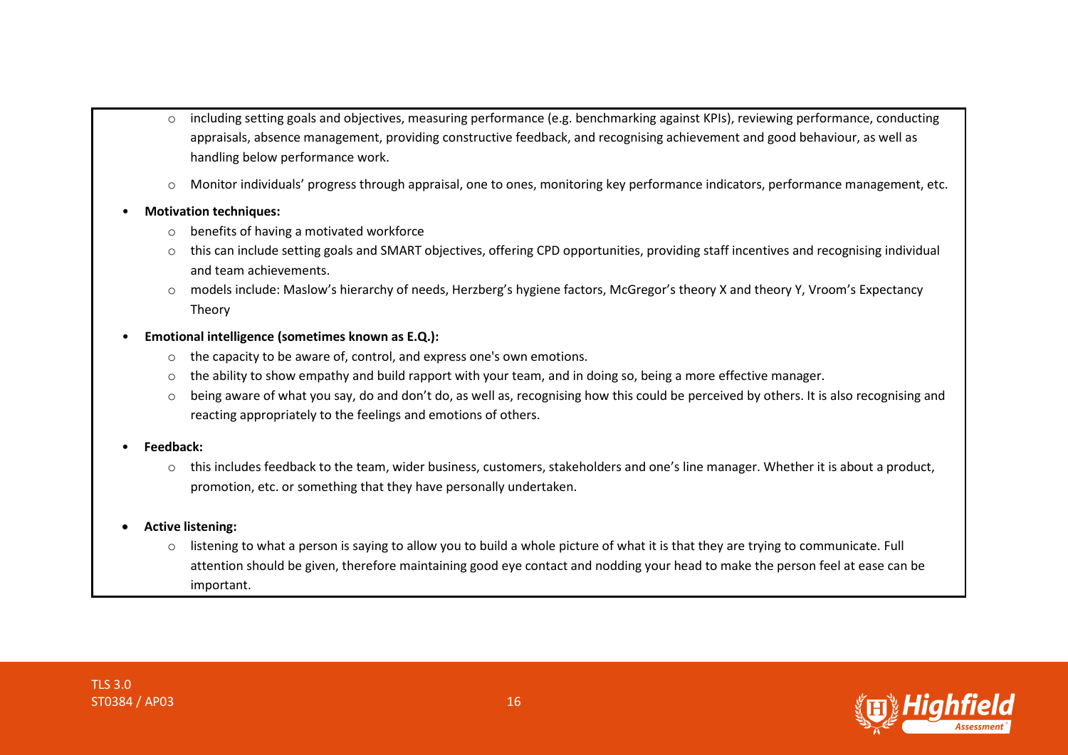- including setting goals and objectives, measuring performance (e.g. benchmarking against KPIs), reviewing performance, conducting appraisals, absence management, providing constructive feedback, and recognising achievement and good behaviour, as well as handling below performance work.
  - Monitor individuals' progress through appraisal, one to ones, monitoring key performance indicators, performance management, etc.

- **Motivation techniques:**
  - benefits of having a motivated workforce
  - this can include setting goals and SMART objectives, offering CPD opportunities, providing staff incentives and recognising individual and team achievements.
  - models include: Maslow's hierarchy of needs, Herzberg's hygiene factors, McGregor's theory X and theory Y, Vroom's Expectancy Theory

- **Emotional intelligence (sometimes known as E.Q.):**
  - the capacity to be aware of, control, and express one's own emotions.
  - the ability to show empathy and build rapport with your team, and in doing so, being a more effective manager.
  - being aware of what you say, do and don't do, as well as, recognising how this could be perceived by others. It is also recognising and reacting appropriately to the feelings and emotions of others.

- **Feedback:**
  - this includes feedback to the team, wider business, customers, stakeholders and one's line manager. Whether it is about a product, promotion, etc. or something that they have personally undertaken.

- **Active listening:**
  - listening to what a person is saying to allow you to build a whole picture of what it is that they are trying to communicate. Full attention should be given, therefore maintaining good eye contact and nodding your head to make the person feel at ease can be important.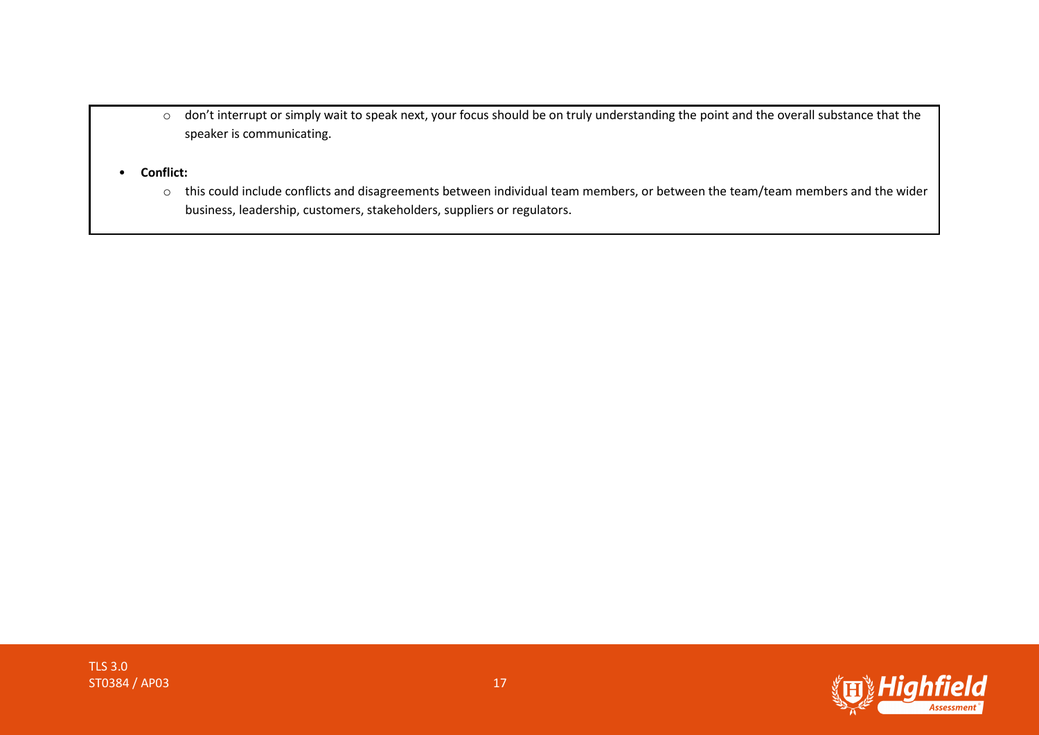- don't interrupt or simply wait to speak next, your focus should be on truly understanding the point and the overall substance that the speaker is communicating.

- **Conflict:**
  - this could include conflicts and disagreements between individual team members, or between the team/team members and the wider business, leadership, customers, stakeholders, suppliers or regulators.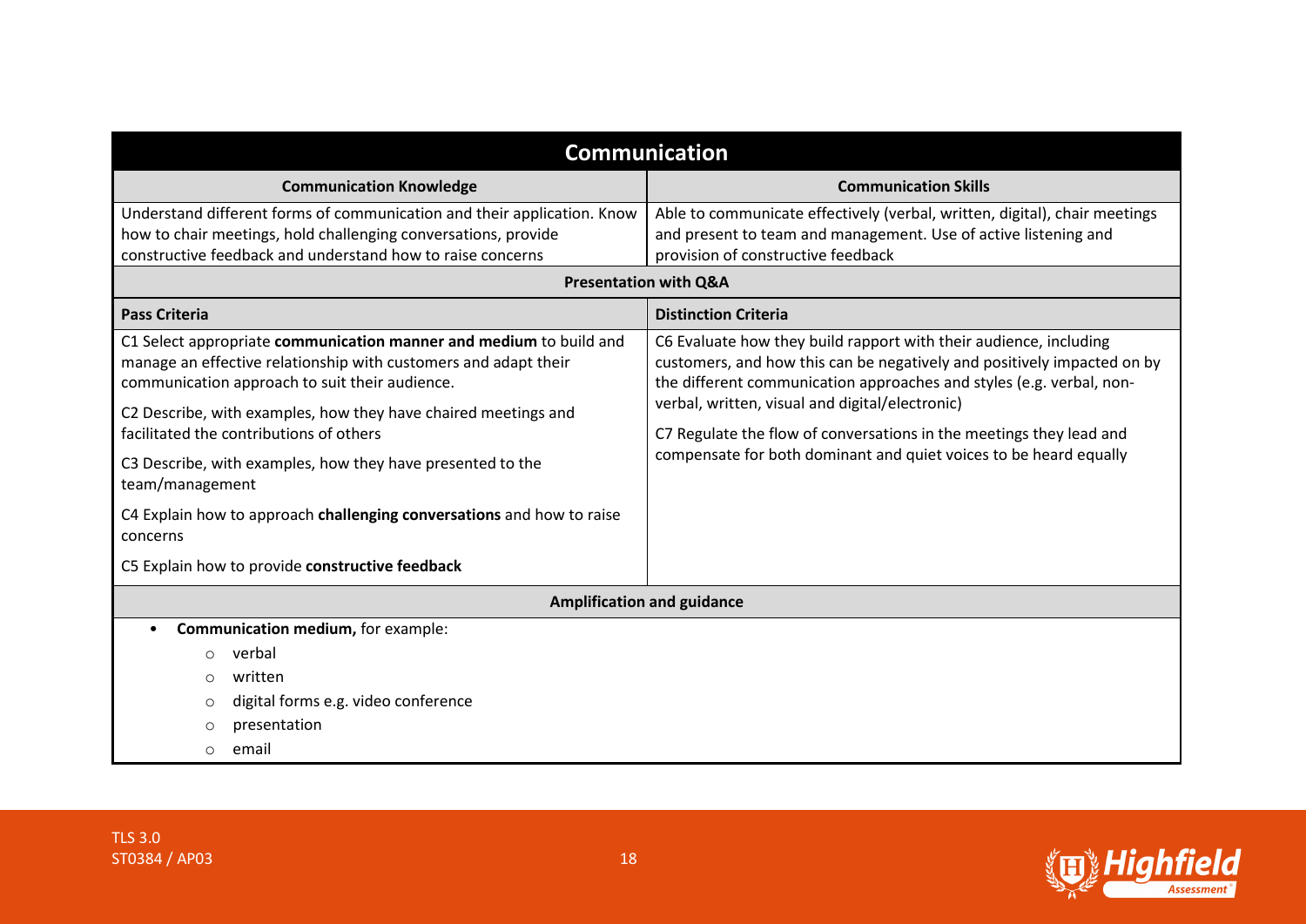| Communication | |
|---|---|
| **Communication Knowledge** | **Communication Skills** |
| Understand different forms of communication and their application. Know how to chair meetings, hold challenging conversations, provide constructive feedback and understand how to raise concerns | Able to communicate effectively (verbal, written, digital), chair meetings and present to team and management. Use of active listening and provision of constructive feedback |
| **Presentation with Q&A** | |
| **Pass Criteria** | **Distinction Criteria** |
| C1 Select appropriate **communication manner and medium** to build and manage an effective relationship with customers and adapt their communication approach to suit their audience.<br><br>C2 Describe, with examples, how they have chaired meetings and facilitated the contributions of others<br><br>C3 Describe, with examples, how they have presented to the team/management<br><br>C4 Explain how to approach **challenging conversations** and how to raise concerns<br><br>C5 Explain how to provide **constructive feedback** | C6 Evaluate how they build rapport with their audience, including customers, and how this can be negatively and positively impacted on by the different communication approaches and styles (e.g. verbal, non-verbal, written, visual and digital/electronic)<br><br>C7 Regulate the flow of conversations in the meetings they lead and compensate for both dominant and quiet voices to be heard equally |
| **Amplification and guidance** | |
| • **Communication medium,** for example:<br>&nbsp;&nbsp;&nbsp;&nbsp;○ verbal<br>&nbsp;&nbsp;&nbsp;&nbsp;○ written<br>&nbsp;&nbsp;&nbsp;&nbsp;○ digital forms e.g. video conference<br>&nbsp;&nbsp;&nbsp;&nbsp;○ presentation<br>&nbsp;&nbsp;&nbsp;&nbsp;○ email | |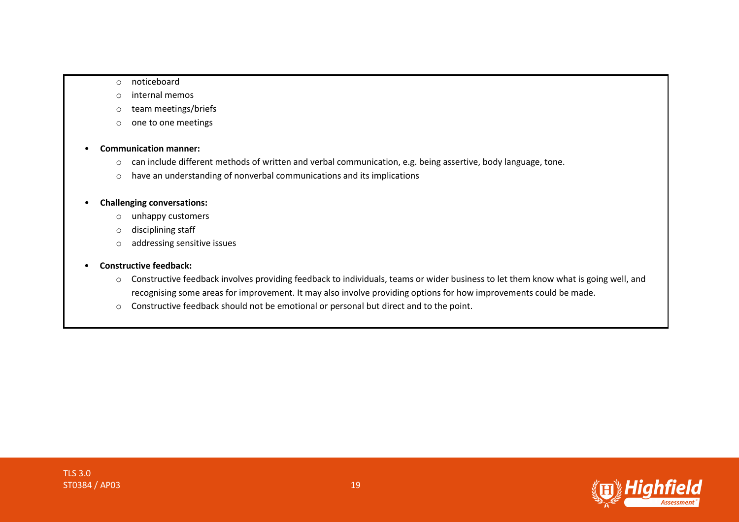- noticeboard
  - internal memos
  - team meetings/briefs
  - one to one meetings

- **Communication manner:**
  - can include different methods of written and verbal communication, e.g. being assertive, body language, tone.
  - have an understanding of nonverbal communications and its implications

- **Challenging conversations:**
  - unhappy customers
  - disciplining staff
  - addressing sensitive issues

- **Constructive feedback:**
  - Constructive feedback involves providing feedback to individuals, teams or wider business to let them know what is going well, and recognising some areas for improvement. It may also involve providing options for how improvements could be made.
  - Constructive feedback should not be emotional or personal but direct and to the point.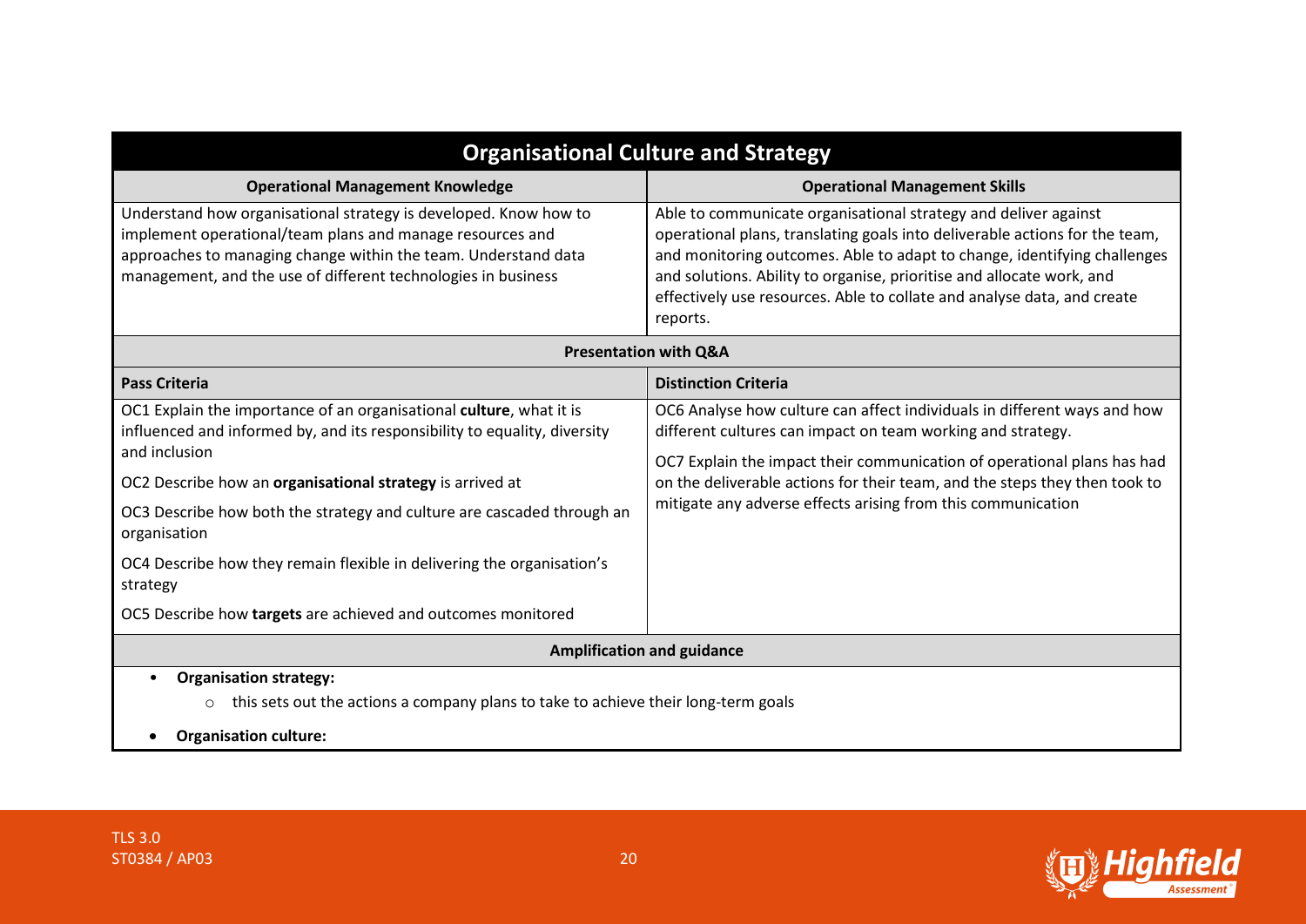## Organisational Culture and Strategy

| Operational Management Knowledge | Operational Management Skills |
|---|---|
| Understand how organisational strategy is developed. Know how to implement operational/team plans and manage resources and approaches to managing change within the team. Understand data management, and the use of different technologies in business | Able to communicate organisational strategy and deliver against operational plans, translating goals into deliverable actions for the team, and monitoring outcomes. Able to adapt to change, identifying challenges and solutions. Ability to organise, prioritise and allocate work, and effectively use resources. Able to collate and analyse data, and create reports. |

**Presentation with Q&A**

| Pass Criteria | Distinction Criteria |
|---|---|
| OC1 Explain the importance of an organisational **culture**, what it is influenced and informed by, and its responsibility to equality, diversity and inclusion<br><br>OC2 Describe how an **organisational strategy** is arrived at<br><br>OC3 Describe how both the strategy and culture are cascaded through an organisation<br><br>OC4 Describe how they remain flexible in delivering the organisation's strategy<br><br>OC5 Describe how **targets** are achieved and outcomes monitored | OC6 Analyse how culture can affect individuals in different ways and how different cultures can impact on team working and strategy.<br><br>OC7 Explain the impact their communication of operational plans has had on the deliverable actions for their team, and the steps they then took to mitigate any adverse effects arising from this communication |

**Amplification and guidance**

- **Organisation strategy:**
  - this sets out the actions a company plans to take to achieve their long-term goals
- **Organisation culture:**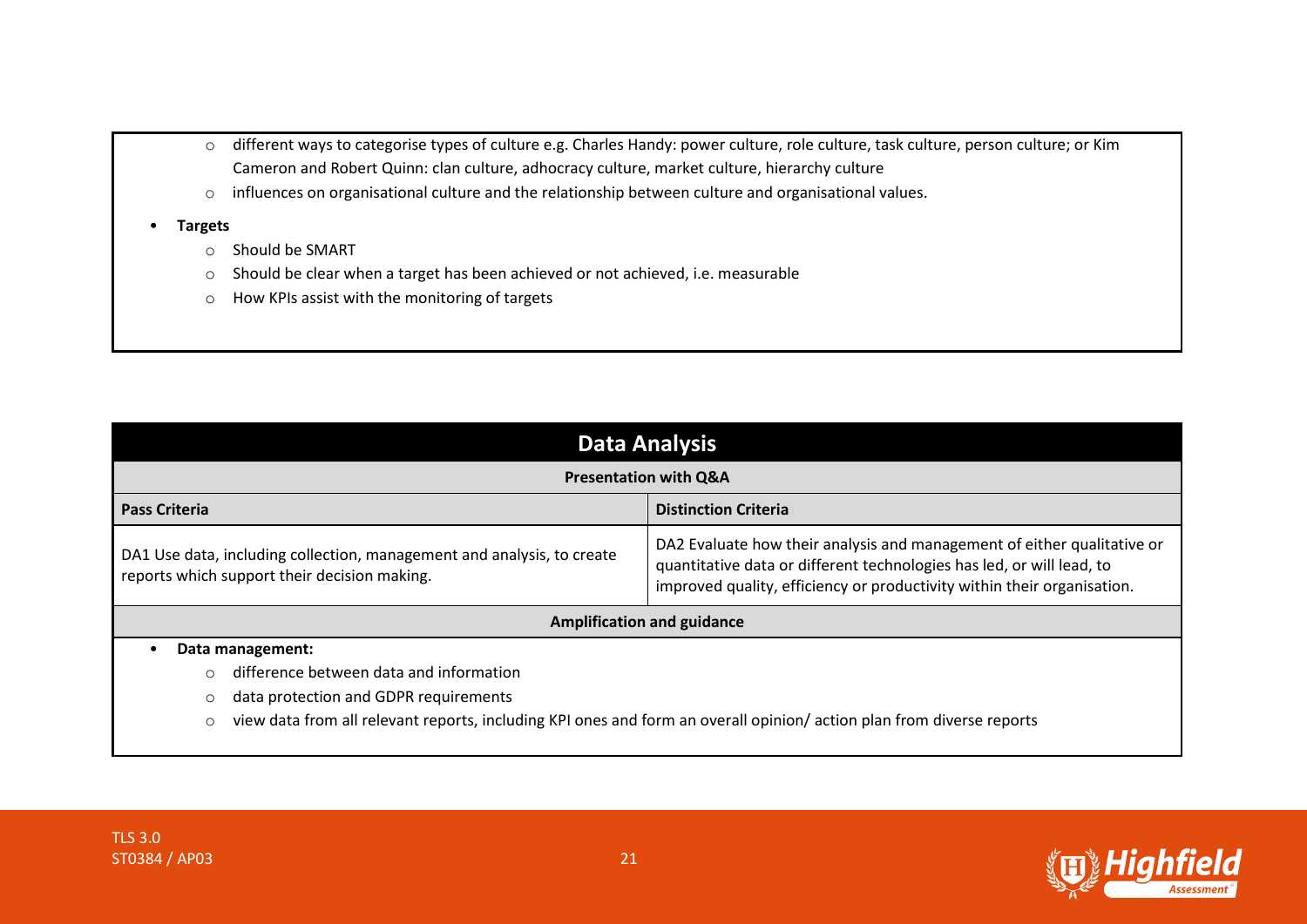- different ways to categorise types of culture e.g. Charles Handy: power culture, role culture, task culture, person culture; or Kim Cameron and Robert Quinn: clan culture, adhocracy culture, market culture, hierarchy culture
- influences on organisational culture and the relationship between culture and organisational values.

- **Targets**
  - Should be SMART
  - Should be clear when a target has been achieved or not achieved, i.e. measurable
  - How KPIs assist with the monitoring of targets

## Data Analysis

**Presentation with Q&A**

| Pass Criteria | Distinction Criteria |
| --- | --- |
| DA1 Use data, including collection, management and analysis, to create reports which support their decision making. | DA2 Evaluate how their analysis and management of either qualitative or quantitative data or different technologies has led, or will lead, to improved quality, efficiency or productivity within their organisation. |

**Amplification and guidance**

- **Data management:**
  - difference between data and information
  - data protection and GDPR requirements
  - view data from all relevant reports, including KPI ones and form an overall opinion/ action plan from diverse reports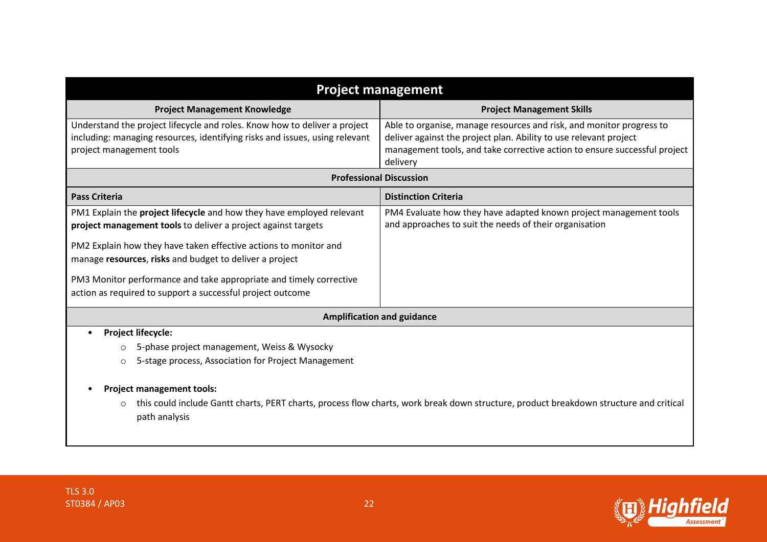## Project management

| Project Management Knowledge | Project Management Skills |
|---|---|
| Understand the project lifecycle and roles. Know how to deliver a project including: managing resources, identifying risks and issues, using relevant project management tools | Able to organise, manage resources and risk, and monitor progress to deliver against the project plan. Ability to use relevant project management tools, and take corrective action to ensure successful project delivery |

**Professional Discussion**

| Pass Criteria | Distinction Criteria |
|---|---|
| PM1 Explain the **project lifecycle** and how they have employed relevant **project management tools** to deliver a project against targets<br><br>PM2 Explain how they have taken effective actions to monitor and manage **resources**, **risks** and budget to deliver a project<br><br>PM3 Monitor performance and take appropriate and timely corrective action as required to support a successful project outcome | PM4 Evaluate how they have adapted known project management tools and approaches to suit the needs of their organisation |

**Amplification and guidance**

- **Project lifecycle:**
  - 5-phase project management, Weiss & Wysocky
  - 5-stage process, Association for Project Management

- **Project management tools:**
  - this could include Gantt charts, PERT charts, process flow charts, work break down structure, product breakdown structure and critical path analysis

TLS 3.0
ST0384 / AP03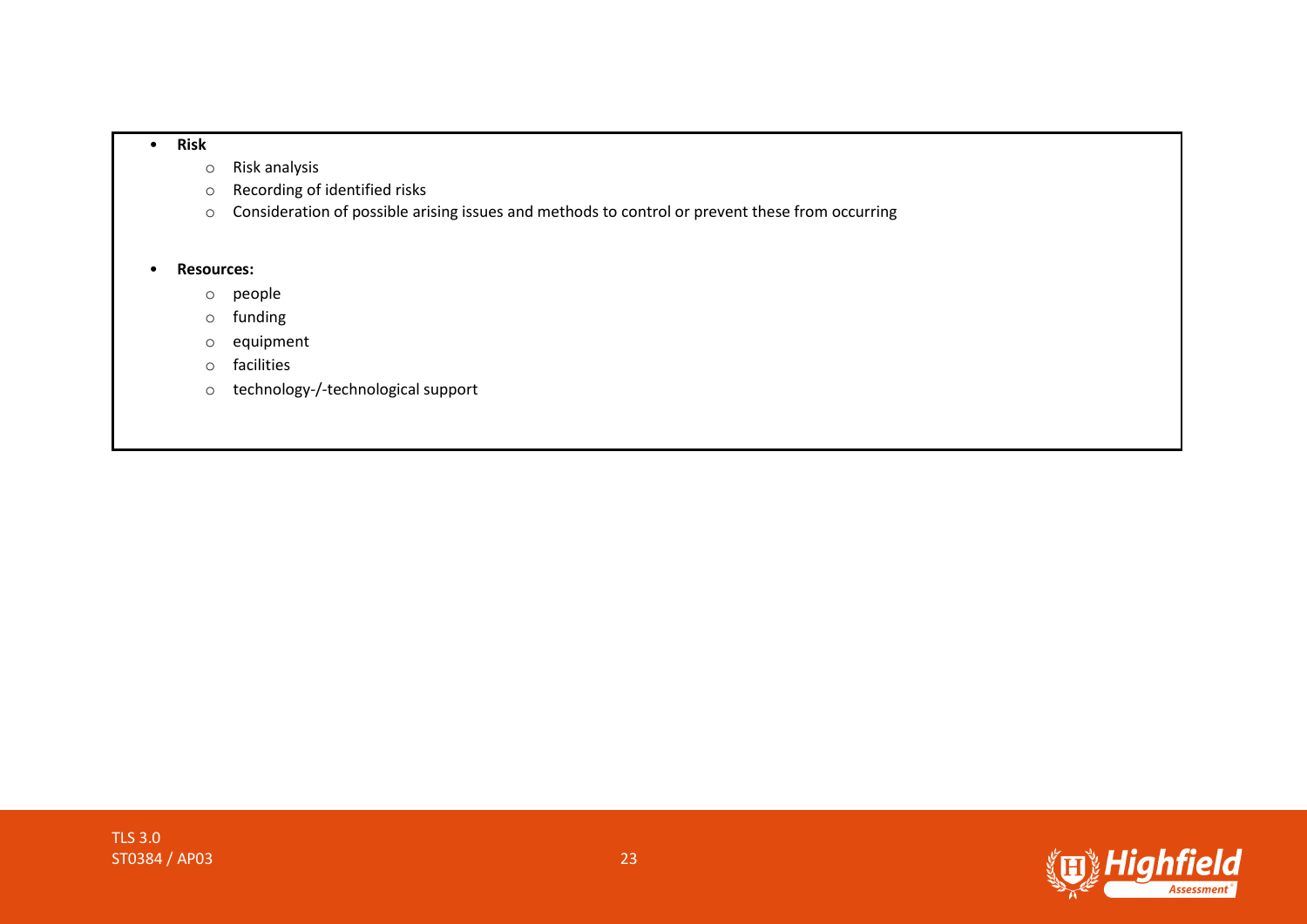- **Risk**
  - Risk analysis
  - Recording of identified risks
  - Consideration of possible arising issues and methods to control or prevent these from occurring

- **Resources:**
  - people
  - funding
  - equipment
  - facilities
  - technology-/-technological support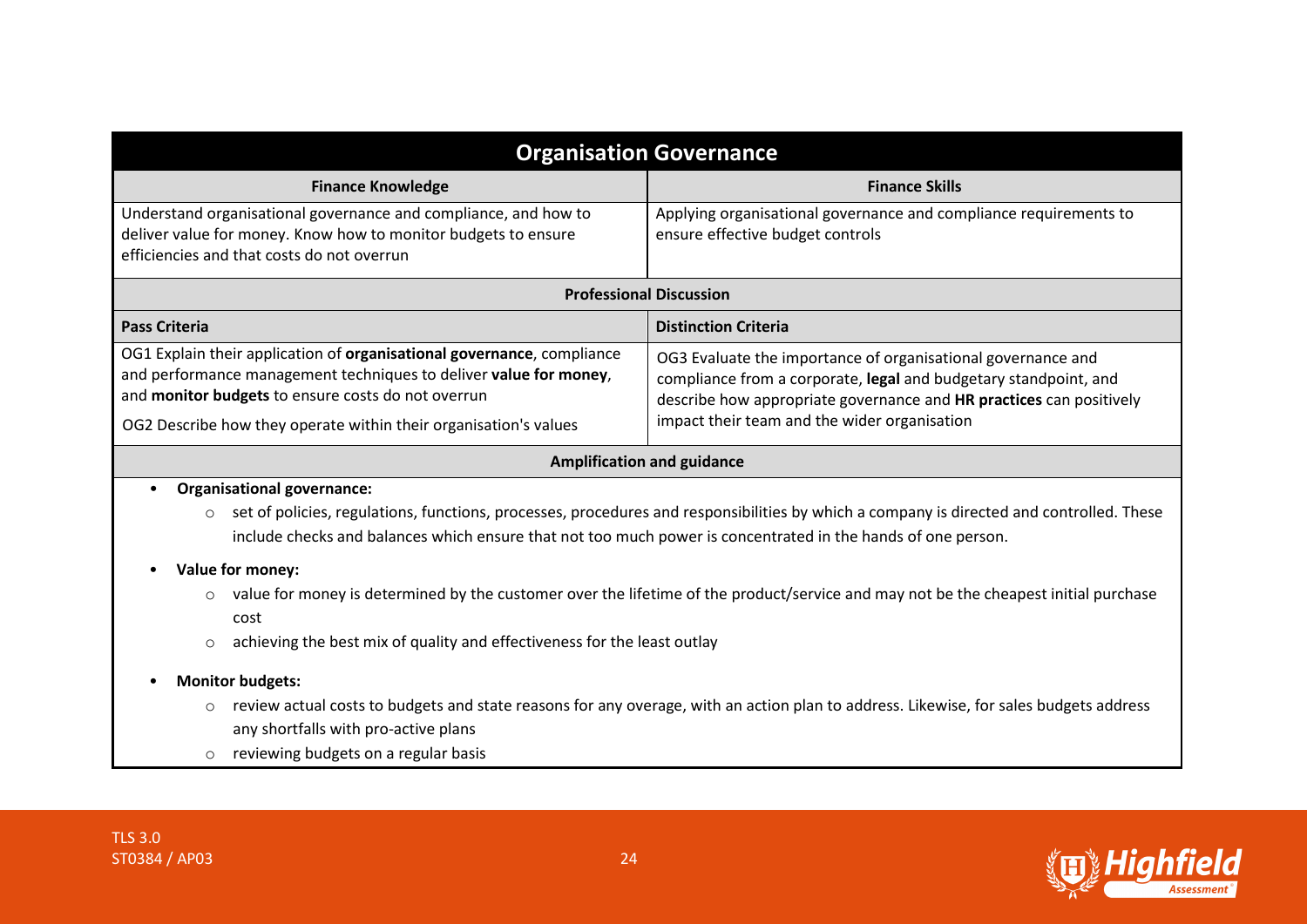## Organisation Governance

| Finance Knowledge | Finance Skills |
|---|---|
| Understand organisational governance and compliance, and how to deliver value for money. Know how to monitor budgets to ensure efficiencies and that costs do not overrun | Applying organisational governance and compliance requirements to ensure effective budget controls |

**Professional Discussion**

| Pass Criteria | Distinction Criteria |
|---|---|
| OG1 Explain their application of **organisational governance**, compliance and performance management techniques to deliver **value for money**, and **monitor budgets** to ensure costs do not overrun<br><br>OG2 Describe how they operate within their organisation's values | OG3 Evaluate the importance of organisational governance and compliance from a corporate, **legal** and budgetary standpoint, and describe how appropriate governance and **HR practices** can positively impact their team and the wider organisation |

**Amplification and guidance**

- **Organisational governance:**
  - set of policies, regulations, functions, processes, procedures and responsibilities by which a company is directed and controlled. These include checks and balances which ensure that not too much power is concentrated in the hands of one person.
- **Value for money:**
  - value for money is determined by the customer over the lifetime of the product/service and may not be the cheapest initial purchase cost
  - achieving the best mix of quality and effectiveness for the least outlay
- **Monitor budgets:**
  - review actual costs to budgets and state reasons for any overage, with an action plan to address. Likewise, for sales budgets address any shortfalls with pro-active plans
  - reviewing budgets on a regular basis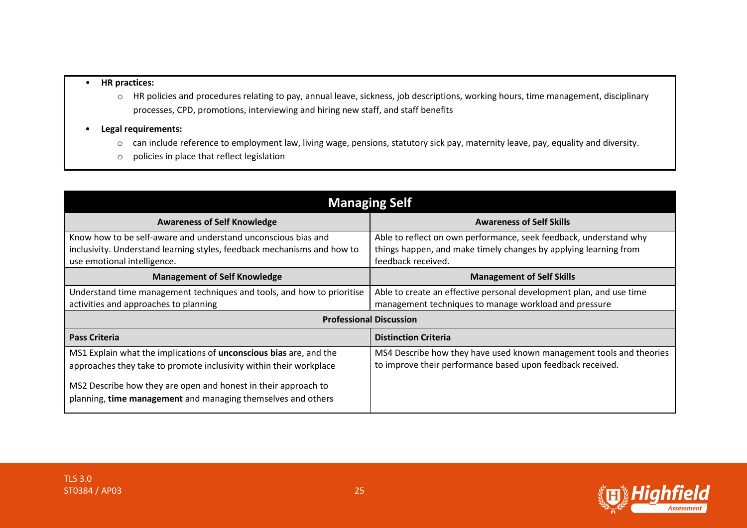- **HR practices:**
    - HR policies and procedures relating to pay, annual leave, sickness, job descriptions, working hours, time management, disciplinary processes, CPD, promotions, interviewing and hiring new staff, and staff benefits
- **Legal requirements:**
    - can include reference to employment law, living wage, pensions, statutory sick pay, maternity leave, pay, equality and diversity.
    - policies in place that reflect legislation

| **Managing Self** | |
|---|---|
| **Awareness of Self Knowledge** | **Awareness of Self Skills** |
| Know how to be self-aware and understand unconscious bias and inclusivity. Understand learning styles, feedback mechanisms and how to use emotional intelligence. | Able to reflect on own performance, seek feedback, understand why things happen, and make timely changes by applying learning from feedback received. |
| **Management of Self Knowledge** | **Management of Self Skills** |
| Understand time management techniques and tools, and how to prioritise activities and approaches to planning | Able to create an effective personal development plan, and use time management techniques to manage workload and pressure |
| **Professional Discussion** | |
| **Pass Criteria** | **Distinction Criteria** |
| MS1 Explain what the implications of **unconscious bias** are, and the approaches they take to promote inclusivity within their workplace<br><br>MS2 Describe how they are open and honest in their approach to planning, **time management** and managing themselves and others | MS4 Describe how they have used known management tools and theories to improve their performance based upon feedback received. |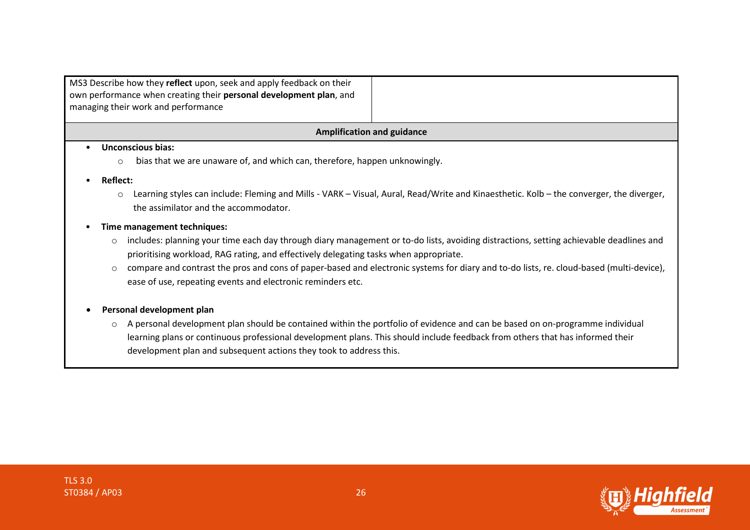| MS3 Describe how they **reflect** upon, seek and apply feedback on their own performance when creating their **personal development plan**, and managing their work and performance | |
|---|---|

**Amplification and guidance**

- **Unconscious bias:**
  - bias that we are unaware of, and which can, therefore, happen unknowingly.
- **Reflect:**
  - Learning styles can include: Fleming and Mills - VARK – Visual, Aural, Read/Write and Kinaesthetic. Kolb – the converger, the diverger, the assimilator and the accommodator.
- **Time management techniques:**
  - includes: planning your time each day through diary management or to-do lists, avoiding distractions, setting achievable deadlines and prioritising workload, RAG rating, and effectively delegating tasks when appropriate.
  - compare and contrast the pros and cons of paper-based and electronic systems for diary and to-do lists, re. cloud-based (multi-device), ease of use, repeating events and electronic reminders etc.
- **Personal development plan**
  - A personal development plan should be contained within the portfolio of evidence and can be based on on-programme individual learning plans or continuous professional development plans. This should include feedback from others that has informed their development plan and subsequent actions they took to address this.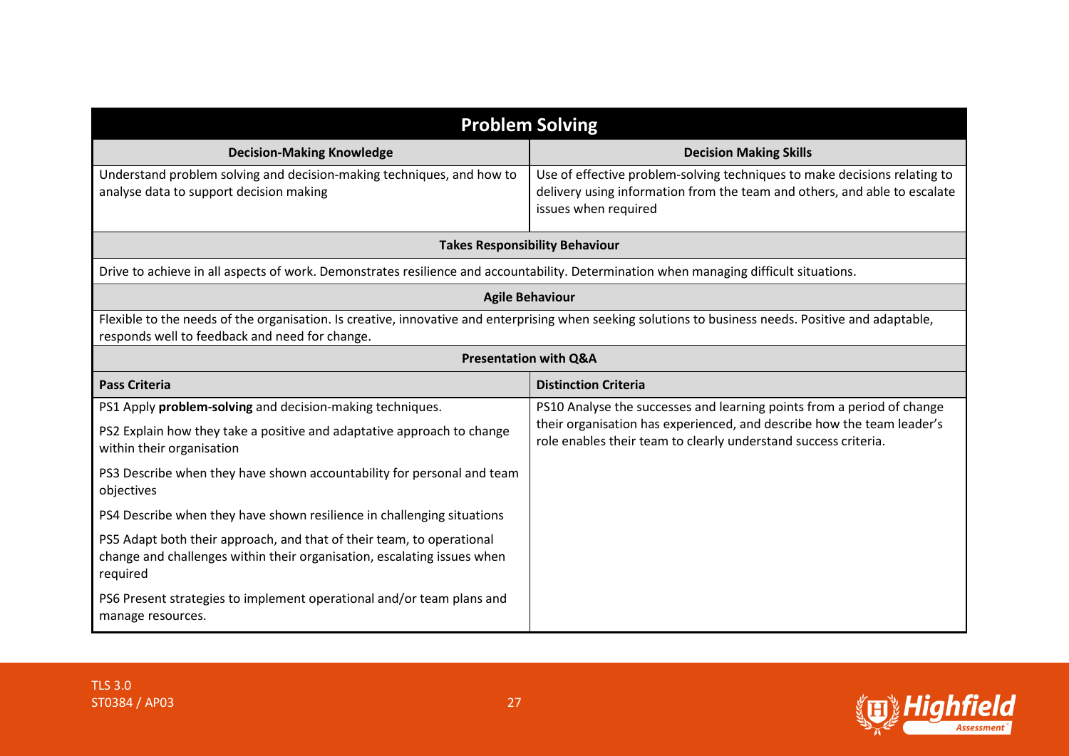## Problem Solving

| Decision-Making Knowledge | Decision Making Skills |
| --- | --- |
| Understand problem solving and decision-making techniques, and how to analyse data to support decision making | Use of effective problem-solving techniques to make decisions relating to delivery using information from the team and others, and able to escalate issues when required |

**Takes Responsibility Behaviour**

Drive to achieve in all aspects of work. Demonstrates resilience and accountability. Determination when managing difficult situations.

**Agile Behaviour**

Flexible to the needs of the organisation. Is creative, innovative and enterprising when seeking solutions to business needs. Positive and adaptable, responds well to feedback and need for change.

**Presentation with Q&A**

| Pass Criteria | Distinction Criteria |
| --- | --- |
| PS1 Apply **problem-solving** and decision-making techniques. | PS10 Analyse the successes and learning points from a period of change their organisation has experienced, and describe how the team leader's role enables their team to clearly understand success criteria. |
| PS2 Explain how they take a positive and adaptative approach to change within their organisation | |
| PS3 Describe when they have shown accountability for personal and team objectives | |
| PS4 Describe when they have shown resilience in challenging situations | |
| PS5 Adapt both their approach, and that of their team, to operational change and challenges within their organisation, escalating issues when required | |
| PS6 Present strategies to implement operational and/or team plans and manage resources. | |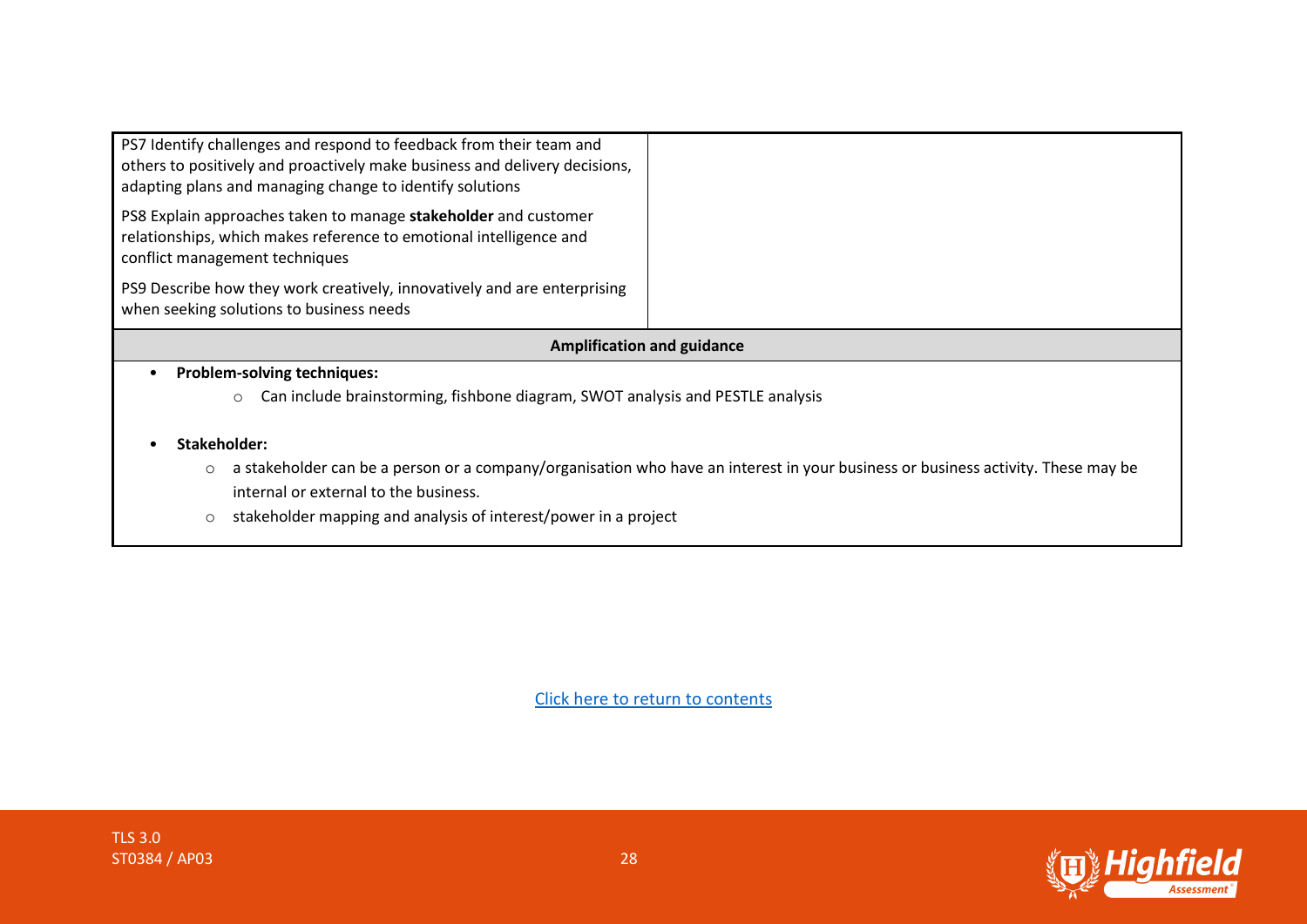| | |
|---|---|
| PS7 Identify challenges and respond to feedback from their team and others to positively and proactively make business and delivery decisions, adapting plans and managing change to identify solutions<br><br>PS8 Explain approaches taken to manage **stakeholder** and customer relationships, which makes reference to emotional intelligence and conflict management techniques<br><br>PS9 Describe how they work creatively, innovatively and are enterprising when seeking solutions to business needs | |

**Amplification and guidance**

- **Problem-solving techniques:**
    - Can include brainstorming, fishbone diagram, SWOT analysis and PESTLE analysis

- **Stakeholder:**
    - a stakeholder can be a person or a company/organisation who have an interest in your business or business activity. These may be internal or external to the business.
    - stakeholder mapping and analysis of interest/power in a project

Click here to return to contents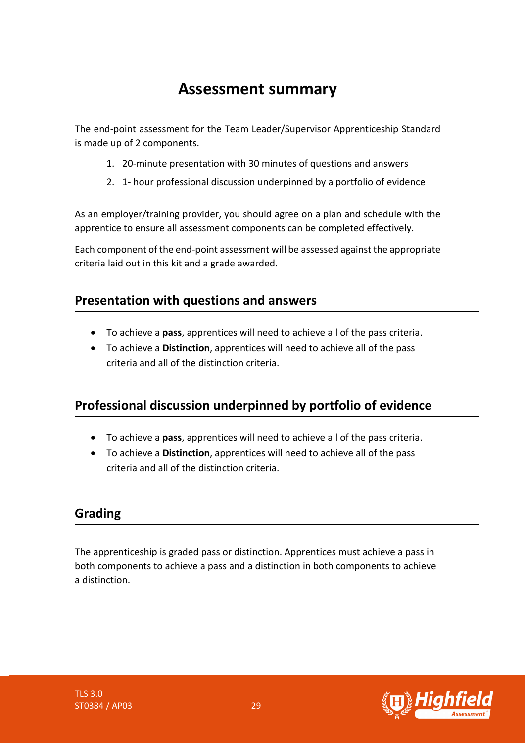# Assessment summary

The end-point assessment for the Team Leader/Supervisor Apprenticeship Standard is made up of 2 components.

1. 20-minute presentation with 30 minutes of questions and answers
2. 1- hour professional discussion underpinned by a portfolio of evidence

As an employer/training provider, you should agree on a plan and schedule with the apprentice to ensure all assessment components can be completed effectively.

Each component of the end-point assessment will be assessed against the appropriate criteria laid out in this kit and a grade awarded.

## Presentation with questions and answers

- To achieve a **pass**, apprentices will need to achieve all of the pass criteria.
- To achieve a **Distinction**, apprentices will need to achieve all of the pass criteria and all of the distinction criteria.

## Professional discussion underpinned by portfolio of evidence

- To achieve a **pass**, apprentices will need to achieve all of the pass criteria.
- To achieve a **Distinction**, apprentices will need to achieve all of the pass criteria and all of the distinction criteria.

## Grading

The apprenticeship is graded pass or distinction. Apprentices must achieve a pass in both components to achieve a pass and a distinction in both components to achieve a distinction.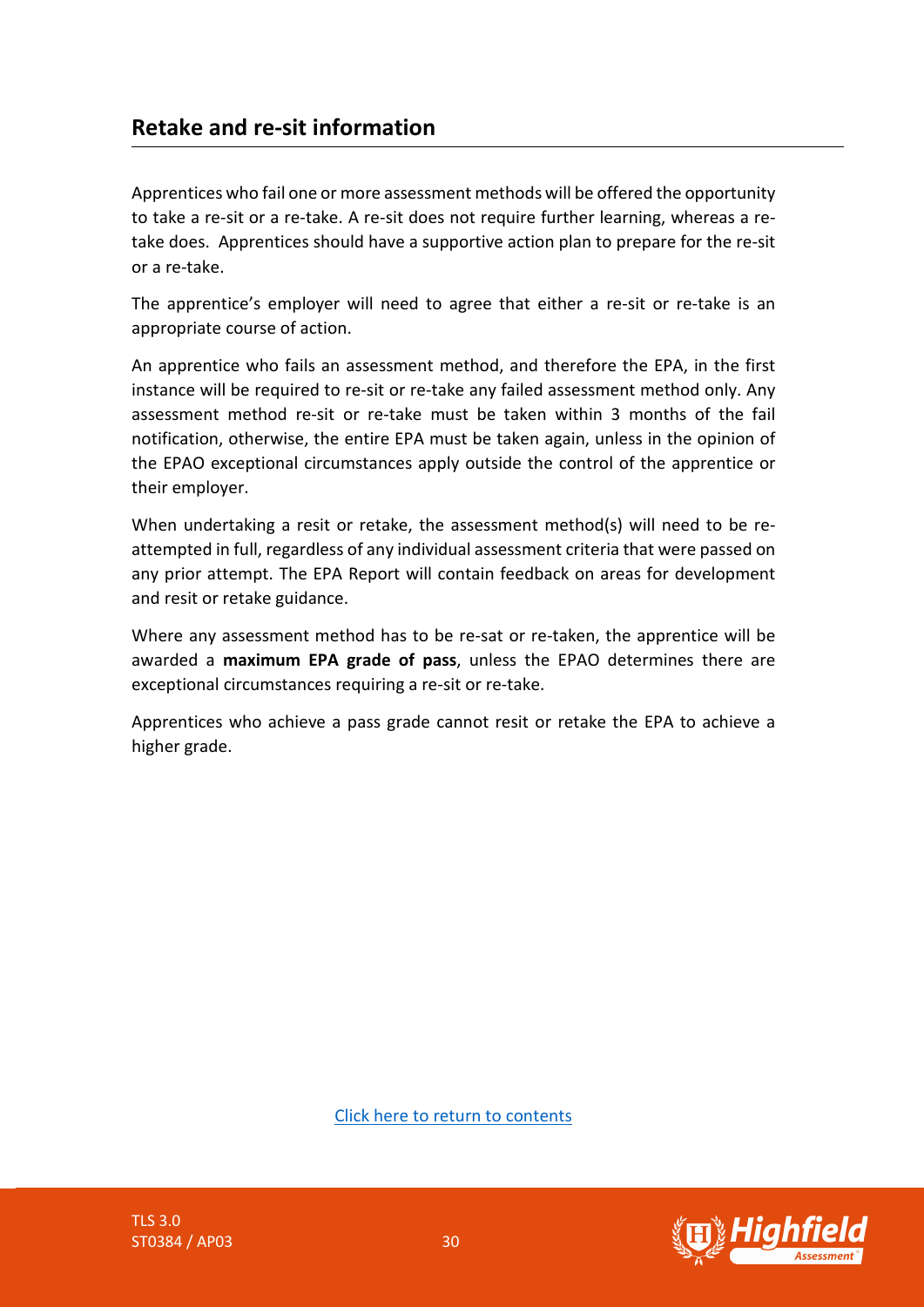## Retake and re-sit information

Apprentices who fail one or more assessment methods will be offered the opportunity to take a re-sit or a re-take. A re-sit does not require further learning, whereas a re-take does. Apprentices should have a supportive action plan to prepare for the re-sit or a re-take.

The apprentice's employer will need to agree that either a re-sit or re-take is an appropriate course of action.

An apprentice who fails an assessment method, and therefore the EPA, in the first instance will be required to re-sit or re-take any failed assessment method only. Any assessment method re-sit or re-take must be taken within 3 months of the fail notification, otherwise, the entire EPA must be taken again, unless in the opinion of the EPAO exceptional circumstances apply outside the control of the apprentice or their employer.

When undertaking a resit or retake, the assessment method(s) will need to be re-attempted in full, regardless of any individual assessment criteria that were passed on any prior attempt. The EPA Report will contain feedback on areas for development and resit or retake guidance.

Where any assessment method has to be re-sat or re-taken, the apprentice will be awarded a **maximum EPA grade of pass**, unless the EPAO determines there are exceptional circumstances requiring a re-sit or re-take.

Apprentices who achieve a pass grade cannot resit or retake the EPA to achieve a higher grade.

Click here to return to contents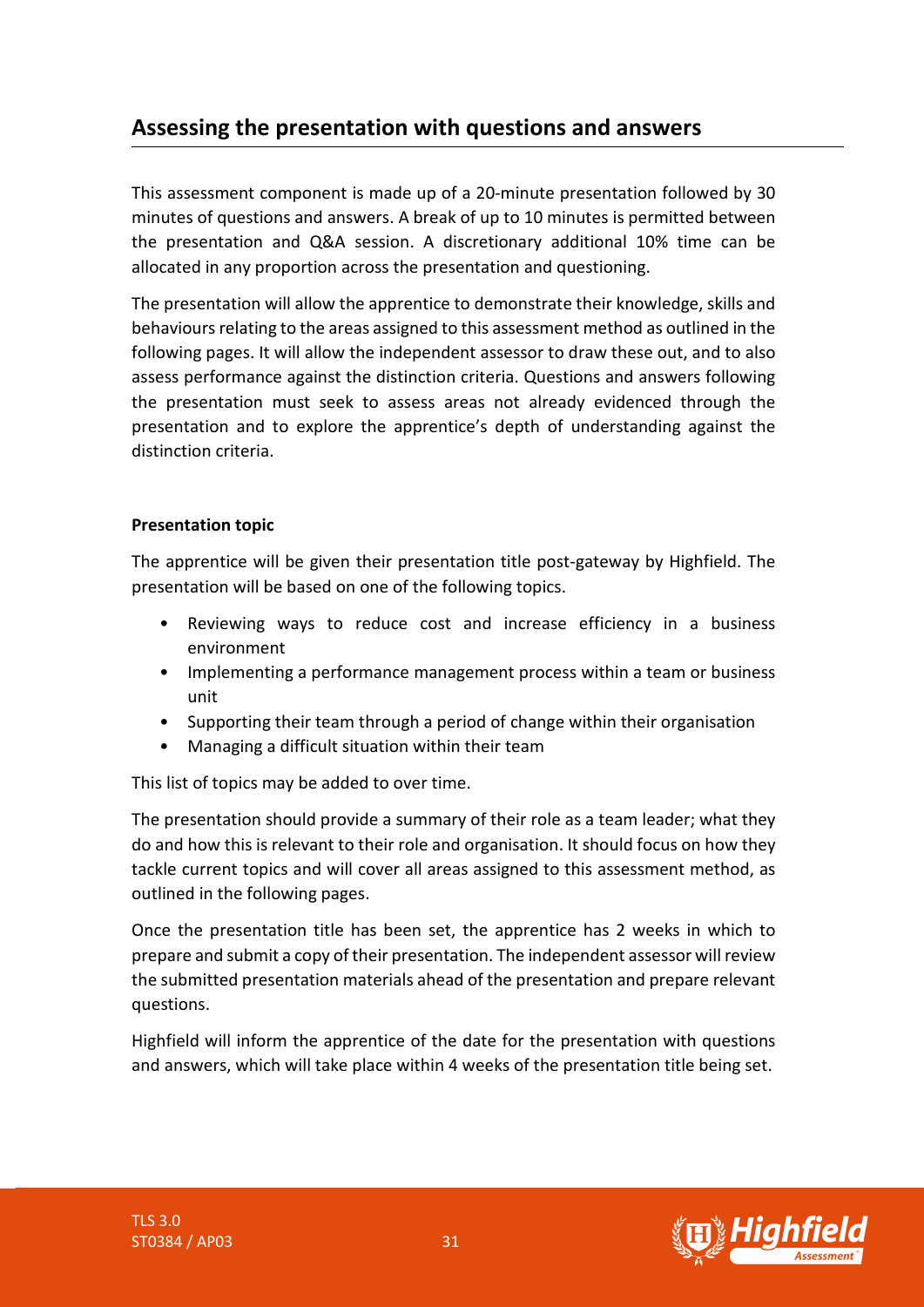## Assessing the presentation with questions and answers

This assessment component is made up of a 20-minute presentation followed by 30 minutes of questions and answers. A break of up to 10 minutes is permitted between the presentation and Q&A session. A discretionary additional 10% time can be allocated in any proportion across the presentation and questioning.

The presentation will allow the apprentice to demonstrate their knowledge, skills and behaviours relating to the areas assigned to this assessment method as outlined in the following pages. It will allow the independent assessor to draw these out, and to also assess performance against the distinction criteria. Questions and answers following the presentation must seek to assess areas not already evidenced through the presentation and to explore the apprentice's depth of understanding against the distinction criteria.

**Presentation topic**

The apprentice will be given their presentation title post-gateway by Highfield. The presentation will be based on one of the following topics.

- Reviewing ways to reduce cost and increase efficiency in a business environment
- Implementing a performance management process within a team or business unit
- Supporting their team through a period of change within their organisation
- Managing a difficult situation within their team

This list of topics may be added to over time.

The presentation should provide a summary of their role as a team leader; what they do and how this is relevant to their role and organisation. It should focus on how they tackle current topics and will cover all areas assigned to this assessment method, as outlined in the following pages.

Once the presentation title has been set, the apprentice has 2 weeks in which to prepare and submit a copy of their presentation. The independent assessor will review the submitted presentation materials ahead of the presentation and prepare relevant questions.

Highfield will inform the apprentice of the date for the presentation with questions and answers, which will take place within 4 weeks of the presentation title being set.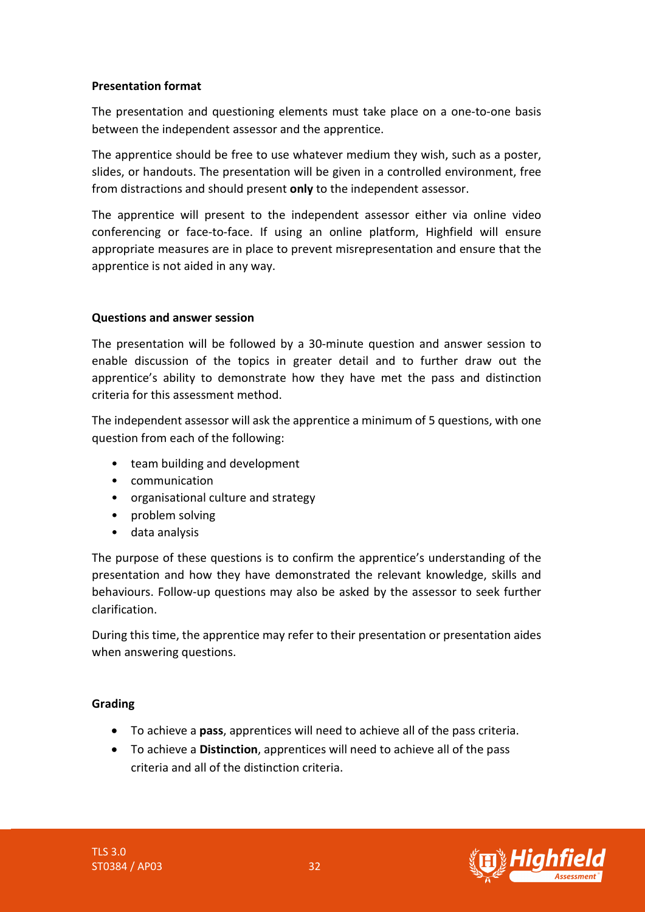**Presentation format**

The presentation and questioning elements must take place on a one-to-one basis between the independent assessor and the apprentice.

The apprentice should be free to use whatever medium they wish, such as a poster, slides, or handouts. The presentation will be given in a controlled environment, free from distractions and should present **only** to the independent assessor.

The apprentice will present to the independent assessor either via online video conferencing or face-to-face. If using an online platform, Highfield will ensure appropriate measures are in place to prevent misrepresentation and ensure that the apprentice is not aided in any way.

**Questions and answer session**

The presentation will be followed by a 30-minute question and answer session to enable discussion of the topics in greater detail and to further draw out the apprentice's ability to demonstrate how they have met the pass and distinction criteria for this assessment method.

The independent assessor will ask the apprentice a minimum of 5 questions, with one question from each of the following:

- team building and development
- communication
- organisational culture and strategy
- problem solving
- data analysis

The purpose of these questions is to confirm the apprentice's understanding of the presentation and how they have demonstrated the relevant knowledge, skills and behaviours. Follow-up questions may also be asked by the assessor to seek further clarification.

During this time, the apprentice may refer to their presentation or presentation aides when answering questions.

**Grading**

- To achieve a **pass**, apprentices will need to achieve all of the pass criteria.
- To achieve a **Distinction**, apprentices will need to achieve all of the pass criteria and all of the distinction criteria.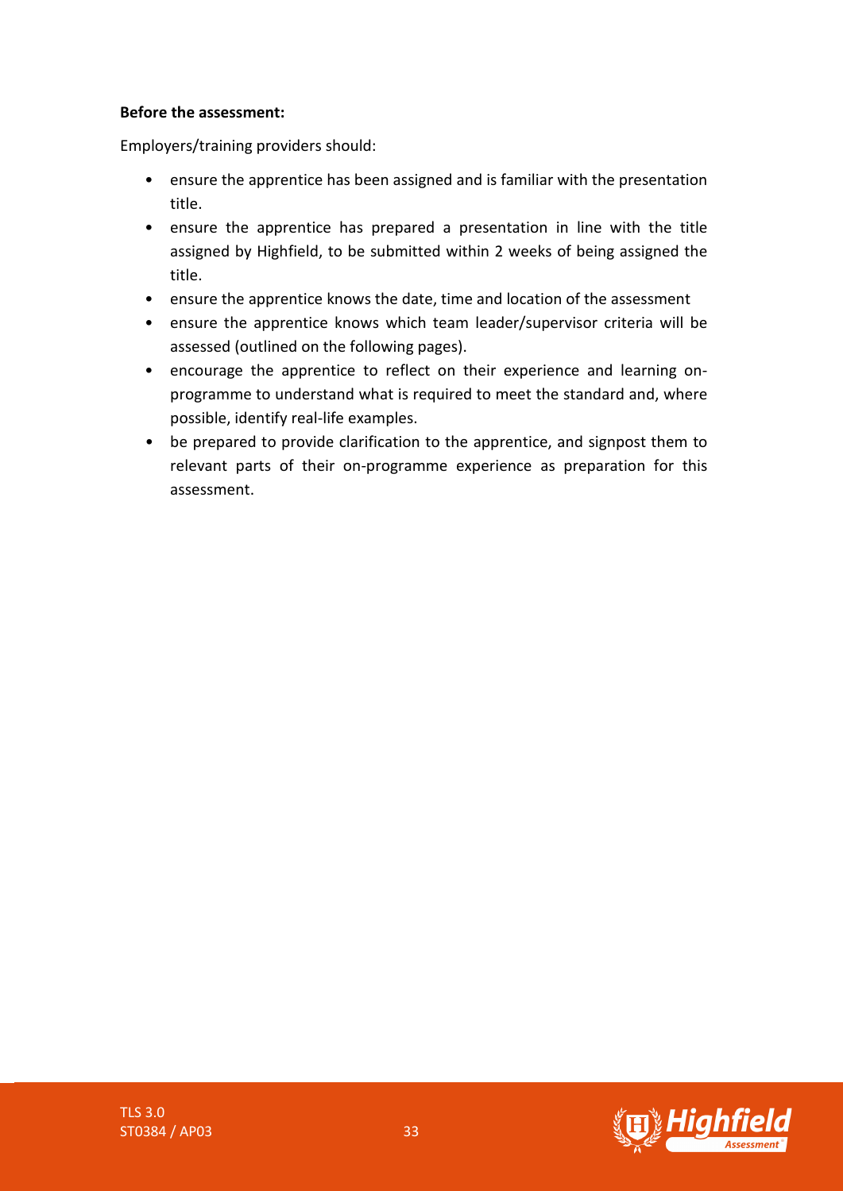**Before the assessment:**

Employers/training providers should:

- ensure the apprentice has been assigned and is familiar with the presentation title.
- ensure the apprentice has prepared a presentation in line with the title assigned by Highfield, to be submitted within 2 weeks of being assigned the title.
- ensure the apprentice knows the date, time and location of the assessment
- ensure the apprentice knows which team leader/supervisor criteria will be assessed (outlined on the following pages).
- encourage the apprentice to reflect on their experience and learning on-programme to understand what is required to meet the standard and, where possible, identify real-life examples.
- be prepared to provide clarification to the apprentice, and signpost them to relevant parts of their on-programme experience as preparation for this assessment.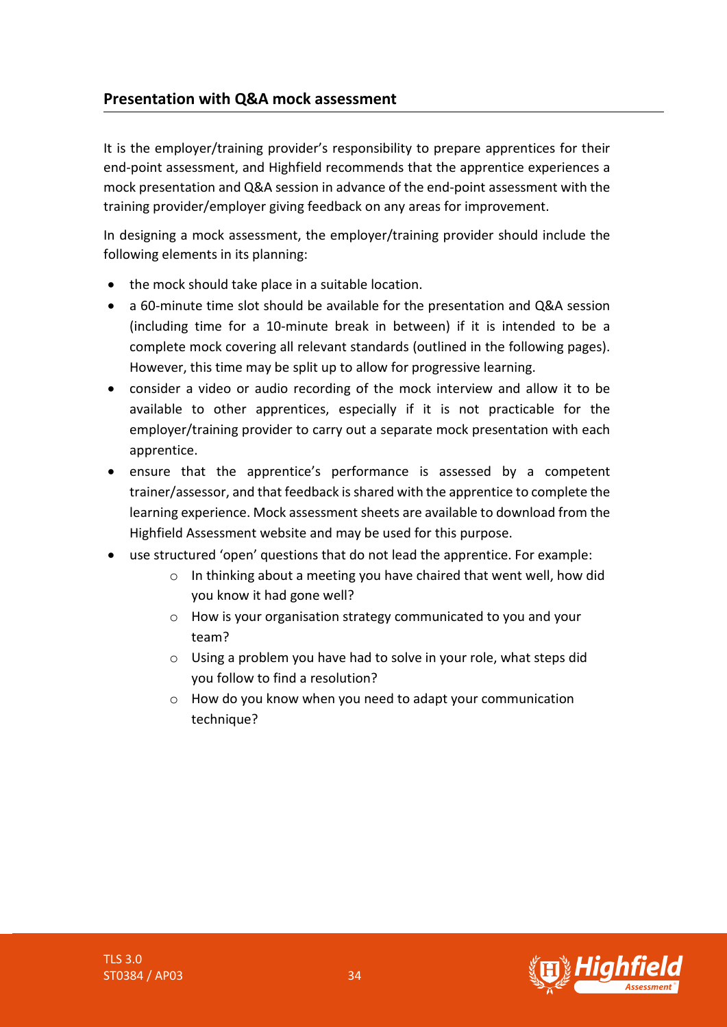## Presentation with Q&A mock assessment

It is the employer/training provider's responsibility to prepare apprentices for their end-point assessment, and Highfield recommends that the apprentice experiences a mock presentation and Q&A session in advance of the end-point assessment with the training provider/employer giving feedback on any areas for improvement.

In designing a mock assessment, the employer/training provider should include the following elements in its planning:

- the mock should take place in a suitable location.
- a 60-minute time slot should be available for the presentation and Q&A session (including time for a 10-minute break in between) if it is intended to be a complete mock covering all relevant standards (outlined in the following pages). However, this time may be split up to allow for progressive learning.
- consider a video or audio recording of the mock interview and allow it to be available to other apprentices, especially if it is not practicable for the employer/training provider to carry out a separate mock presentation with each apprentice.
- ensure that the apprentice's performance is assessed by a competent trainer/assessor, and that feedback is shared with the apprentice to complete the learning experience. Mock assessment sheets are available to download from the Highfield Assessment website and may be used for this purpose.
- use structured 'open' questions that do not lead the apprentice. For example:
    - In thinking about a meeting you have chaired that went well, how did you know it had gone well?
    - How is your organisation strategy communicated to you and your team?
    - Using a problem you have had to solve in your role, what steps did you follow to find a resolution?
    - How do you know when you need to adapt your communication technique?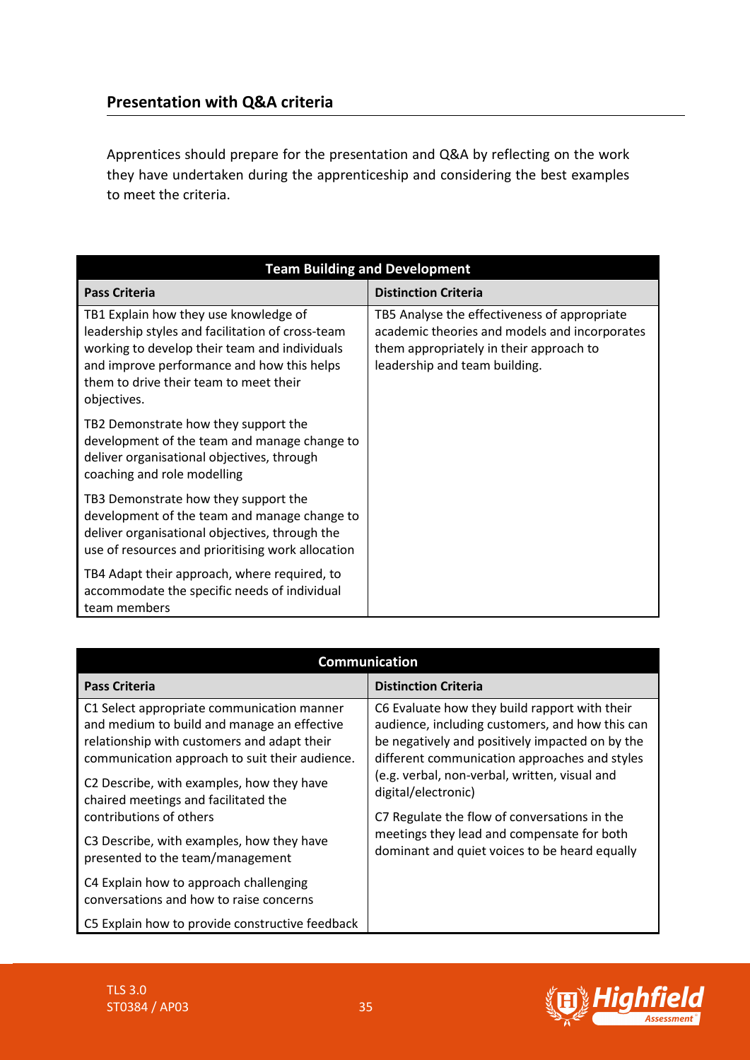## Presentation with Q&A criteria

Apprentices should prepare for the presentation and Q&A by reflecting on the work they have undertaken during the apprenticeship and considering the best examples to meet the criteria.

| Team Building and Development | |
|---|---|
| **Pass Criteria** | **Distinction Criteria** |
| TB1 Explain how they use knowledge of leadership styles and facilitation of cross-team working to develop their team and individuals and improve performance and how this helps them to drive their team to meet their objectives. | TB5 Analyse the effectiveness of appropriate academic theories and models and incorporates them appropriately in their approach to leadership and team building. |
| TB2 Demonstrate how they support the development of the team and manage change to deliver organisational objectives, through coaching and role modelling | |
| TB3 Demonstrate how they support the development of the team and manage change to deliver organisational objectives, through the use of resources and prioritising work allocation | |
| TB4 Adapt their approach, where required, to accommodate the specific needs of individual team members | |

| Communication | |
|---|---|
| **Pass Criteria** | **Distinction Criteria** |
| C1 Select appropriate communication manner and medium to build and manage an effective relationship with customers and adapt their communication approach to suit their audience. | C6 Evaluate how they build rapport with their audience, including customers, and how this can be negatively and positively impacted on by the different communication approaches and styles (e.g. verbal, non-verbal, written, visual and digital/electronic) |
| C2 Describe, with examples, how they have chaired meetings and facilitated the contributions of others | C7 Regulate the flow of conversations in the meetings they lead and compensate for both dominant and quiet voices to be heard equally |
| C3 Describe, with examples, how they have presented to the team/management | |
| C4 Explain how to approach challenging conversations and how to raise concerns | |
| C5 Explain how to provide constructive feedback | |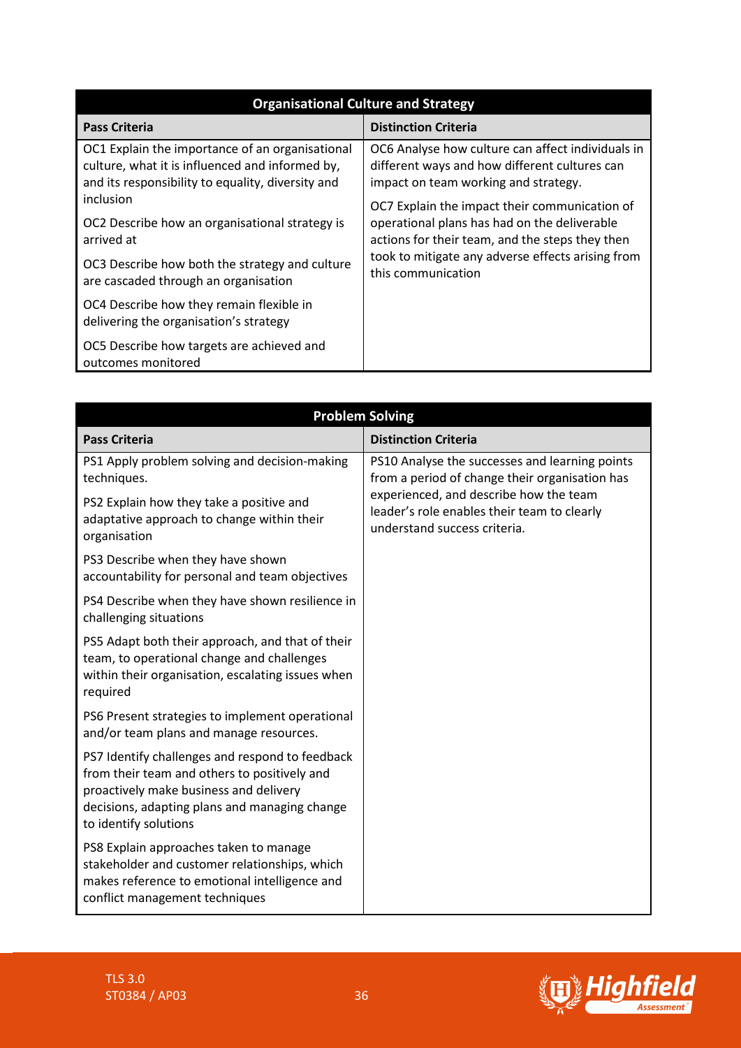| Organisational Culture and Strategy | |
|---|---|
| **Pass Criteria** | **Distinction Criteria** |
| OC1 Explain the importance of an organisational culture, what it is influenced and informed by, and its responsibility to equality, diversity and inclusion<br><br>OC2 Describe how an organisational strategy is arrived at<br><br>OC3 Describe how both the strategy and culture are cascaded through an organisation<br><br>OC4 Describe how they remain flexible in delivering the organisation's strategy<br><br>OC5 Describe how targets are achieved and outcomes monitored | OC6 Analyse how culture can affect individuals in different ways and how different cultures can impact on team working and strategy.<br><br>OC7 Explain the impact their communication of operational plans has had on the deliverable actions for their team, and the steps they then took to mitigate any adverse effects arising from this communication |

| Problem Solving | |
|---|---|
| **Pass Criteria** | **Distinction Criteria** |
| PS1 Apply problem solving and decision-making techniques.<br><br>PS2 Explain how they take a positive and adaptative approach to change within their organisation<br><br>PS3 Describe when they have shown accountability for personal and team objectives<br><br>PS4 Describe when they have shown resilience in challenging situations<br><br>PS5 Adapt both their approach, and that of their team, to operational change and challenges within their organisation, escalating issues when required<br><br>PS6 Present strategies to implement operational and/or team plans and manage resources.<br><br>PS7 Identify challenges and respond to feedback from their team and others to positively and proactively make business and delivery decisions, adapting plans and managing change to identify solutions<br><br>PS8 Explain approaches taken to manage stakeholder and customer relationships, which makes reference to emotional intelligence and conflict management techniques | PS10 Analyse the successes and learning points from a period of change their organisation has experienced, and describe how the team leader's role enables their team to clearly understand success criteria. |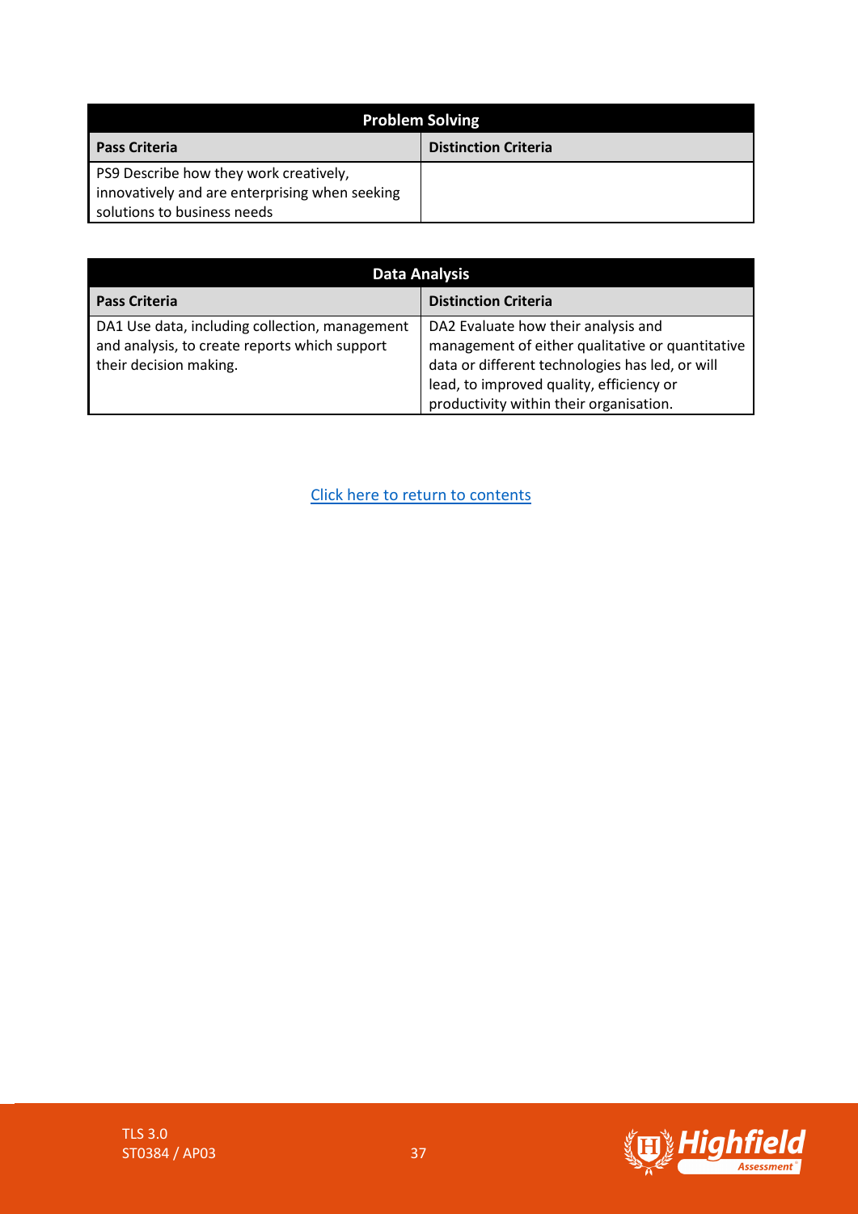| Problem Solving | |
|---|---|
| **Pass Criteria** | **Distinction Criteria** |
| PS9 Describe how they work creatively, innovatively and are enterprising when seeking solutions to business needs | |

| Data Analysis | |
|---|---|
| **Pass Criteria** | **Distinction Criteria** |
| DA1 Use data, including collection, management and analysis, to create reports which support their decision making. | DA2 Evaluate how their analysis and management of either qualitative or quantitative data or different technologies has led, or will lead, to improved quality, efficiency or productivity within their organisation. |

Click here to return to contents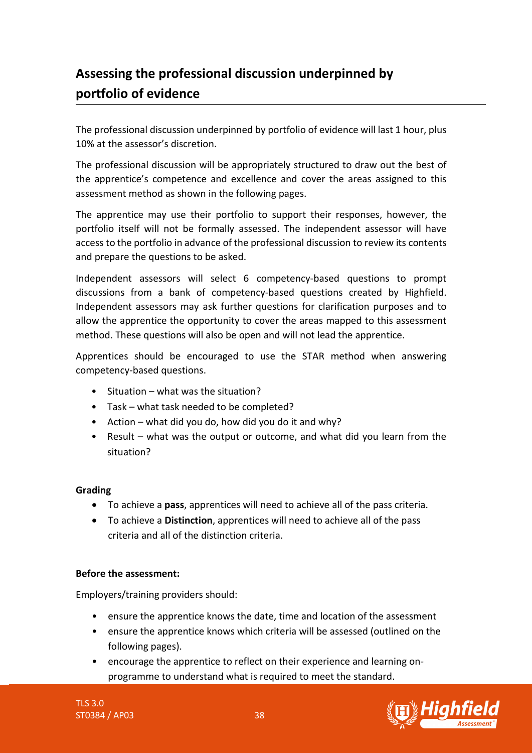## Assessing the professional discussion underpinned by portfolio of evidence

The professional discussion underpinned by portfolio of evidence will last 1 hour, plus 10% at the assessor's discretion.

The professional discussion will be appropriately structured to draw out the best of the apprentice's competence and excellence and cover the areas assigned to this assessment method as shown in the following pages.

The apprentice may use their portfolio to support their responses, however, the portfolio itself will not be formally assessed. The independent assessor will have access to the portfolio in advance of the professional discussion to review its contents and prepare the questions to be asked.

Independent assessors will select 6 competency-based questions to prompt discussions from a bank of competency-based questions created by Highfield. Independent assessors may ask further questions for clarification purposes and to allow the apprentice the opportunity to cover the areas mapped to this assessment method. These questions will also be open and will not lead the apprentice.

Apprentices should be encouraged to use the STAR method when answering competency-based questions.

- Situation – what was the situation?
- Task – what task needed to be completed?
- Action – what did you do, how did you do it and why?
- Result – what was the output or outcome, and what did you learn from the situation?

**Grading**

- To achieve a **pass**, apprentices will need to achieve all of the pass criteria.
- To achieve a **Distinction**, apprentices will need to achieve all of the pass criteria and all of the distinction criteria.

**Before the assessment:**

Employers/training providers should:

- ensure the apprentice knows the date, time and location of the assessment
- ensure the apprentice knows which criteria will be assessed (outlined on the following pages).
- encourage the apprentice to reflect on their experience and learning on-programme to understand what is required to meet the standard.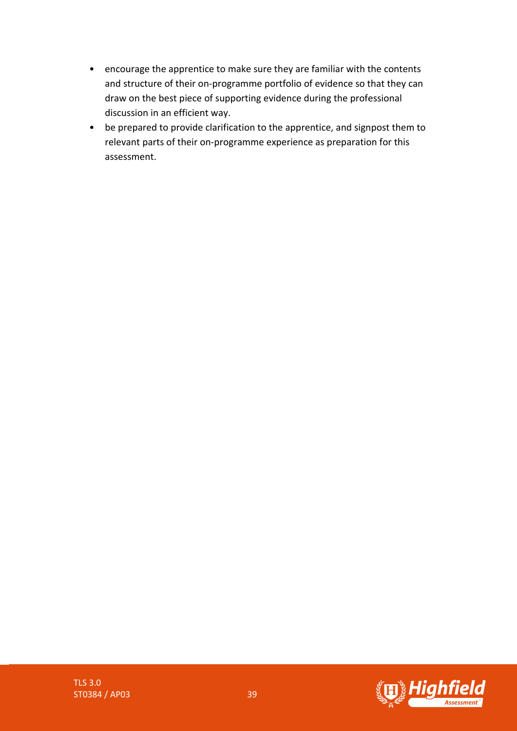- encourage the apprentice to make sure they are familiar with the contents and structure of their on-programme portfolio of evidence so that they can draw on the best piece of supporting evidence during the professional discussion in an efficient way.
- be prepared to provide clarification to the apprentice, and signpost them to relevant parts of their on-programme experience as preparation for this assessment.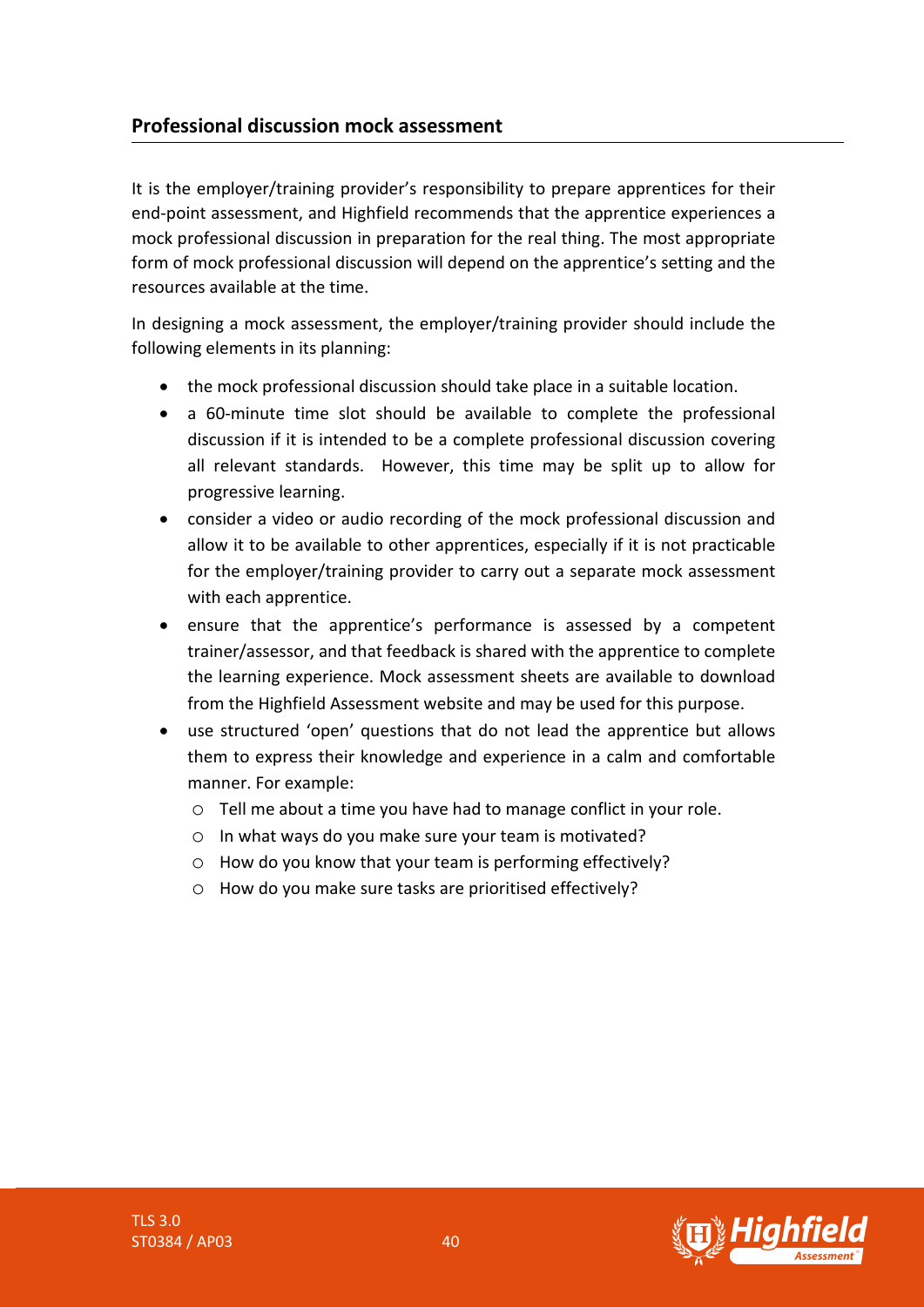## Professional discussion mock assessment

It is the employer/training provider's responsibility to prepare apprentices for their end-point assessment, and Highfield recommends that the apprentice experiences a mock professional discussion in preparation for the real thing. The most appropriate form of mock professional discussion will depend on the apprentice's setting and the resources available at the time.

In designing a mock assessment, the employer/training provider should include the following elements in its planning:

- the mock professional discussion should take place in a suitable location.
- a 60-minute time slot should be available to complete the professional discussion if it is intended to be a complete professional discussion covering all relevant standards. However, this time may be split up to allow for progressive learning.
- consider a video or audio recording of the mock professional discussion and allow it to be available to other apprentices, especially if it is not practicable for the employer/training provider to carry out a separate mock assessment with each apprentice.
- ensure that the apprentice's performance is assessed by a competent trainer/assessor, and that feedback is shared with the apprentice to complete the learning experience. Mock assessment sheets are available to download from the Highfield Assessment website and may be used for this purpose.
- use structured 'open' questions that do not lead the apprentice but allows them to express their knowledge and experience in a calm and comfortable manner. For example:
  - Tell me about a time you have had to manage conflict in your role.
  - In what ways do you make sure your team is motivated?
  - How do you know that your team is performing effectively?
  - How do you make sure tasks are prioritised effectively?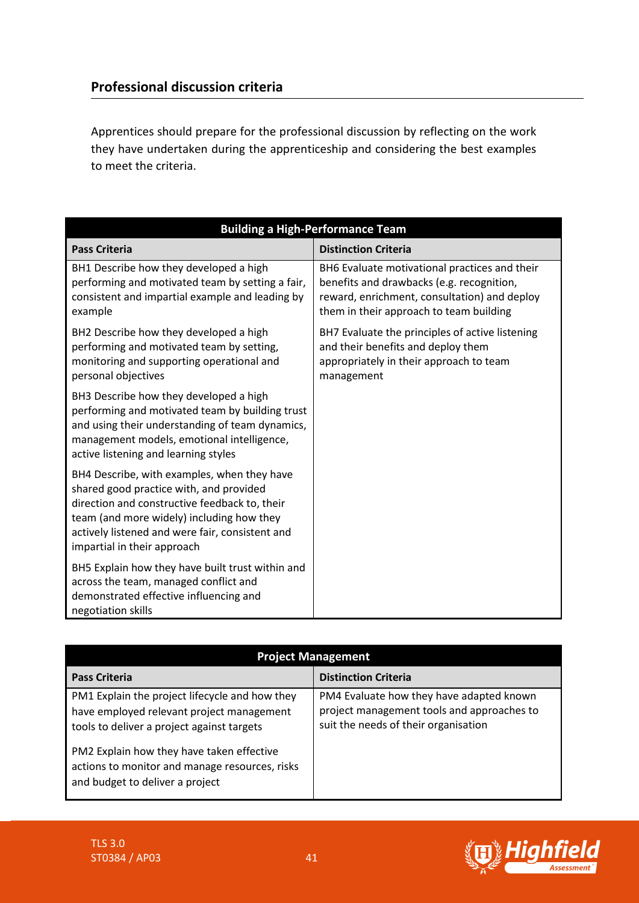## Professional discussion criteria

Apprentices should prepare for the professional discussion by reflecting on the work they have undertaken during the apprenticeship and considering the best examples to meet the criteria.

| Building a High-Performance Team | |
|---|---|
| **Pass Criteria** | **Distinction Criteria** |
| BH1 Describe how they developed a high performing and motivated team by setting a fair, consistent and impartial example and leading by example | BH6 Evaluate motivational practices and their benefits and drawbacks (e.g. recognition, reward, enrichment, consultation) and deploy them in their approach to team building |
| BH2 Describe how they developed a high performing and motivated team by setting, monitoring and supporting operational and personal objectives | BH7 Evaluate the principles of active listening and their benefits and deploy them appropriately in their approach to team management |
| BH3 Describe how they developed a high performing and motivated team by building trust and using their understanding of team dynamics, management models, emotional intelligence, active listening and learning styles | |
| BH4 Describe, with examples, when they have shared good practice with, and provided direction and constructive feedback to, their team (and more widely) including how they actively listened and were fair, consistent and impartial in their approach | |
| BH5 Explain how they have built trust within and across the team, managed conflict and demonstrated effective influencing and negotiation skills | |

| Project Management | |
|---|---|
| **Pass Criteria** | **Distinction Criteria** |
| PM1 Explain the project lifecycle and how they have employed relevant project management tools to deliver a project against targets<br><br>PM2 Explain how they have taken effective actions to monitor and manage resources, risks and budget to deliver a project | PM4 Evaluate how they have adapted known project management tools and approaches to suit the needs of their organisation |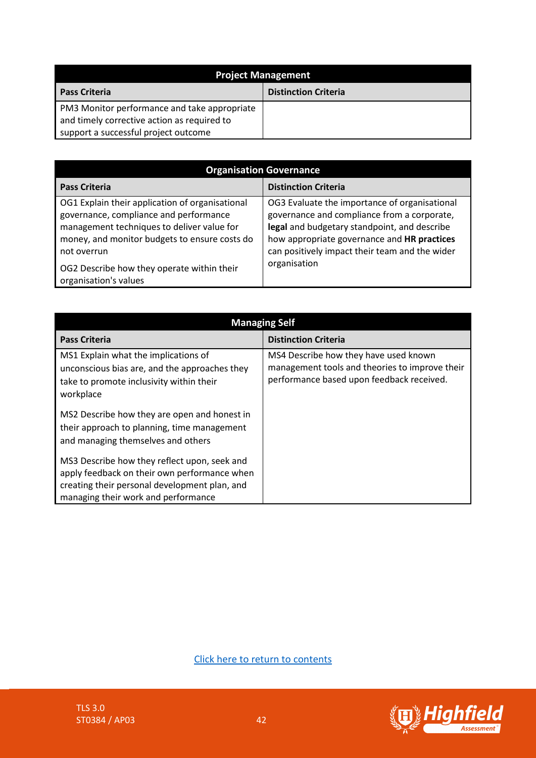| Project Management | |
|---|---|
| **Pass Criteria** | **Distinction Criteria** |
| PM3 Monitor performance and take appropriate and timely corrective action as required to support a successful project outcome | |

| Organisation Governance | |
|---|---|
| **Pass Criteria** | **Distinction Criteria** |
| OG1 Explain their application of organisational governance, compliance and performance management techniques to deliver value for money, and monitor budgets to ensure costs do not overrun<br><br>OG2 Describe how they operate within their organisation's values | OG3 Evaluate the importance of organisational governance and compliance from a corporate, **legal** and budgetary standpoint, and describe how appropriate governance and **HR practices** can positively impact their team and the wider organisation |

| Managing Self | |
|---|---|
| **Pass Criteria** | **Distinction Criteria** |
| MS1 Explain what the implications of unconscious bias are, and the approaches they take to promote inclusivity within their workplace<br><br>MS2 Describe how they are open and honest in their approach to planning, time management and managing themselves and others<br><br>MS3 Describe how they reflect upon, seek and apply feedback on their own performance when creating their personal development plan, and managing their work and performance | MS4 Describe how they have used known management tools and theories to improve their performance based upon feedback received. |

Click here to return to contents